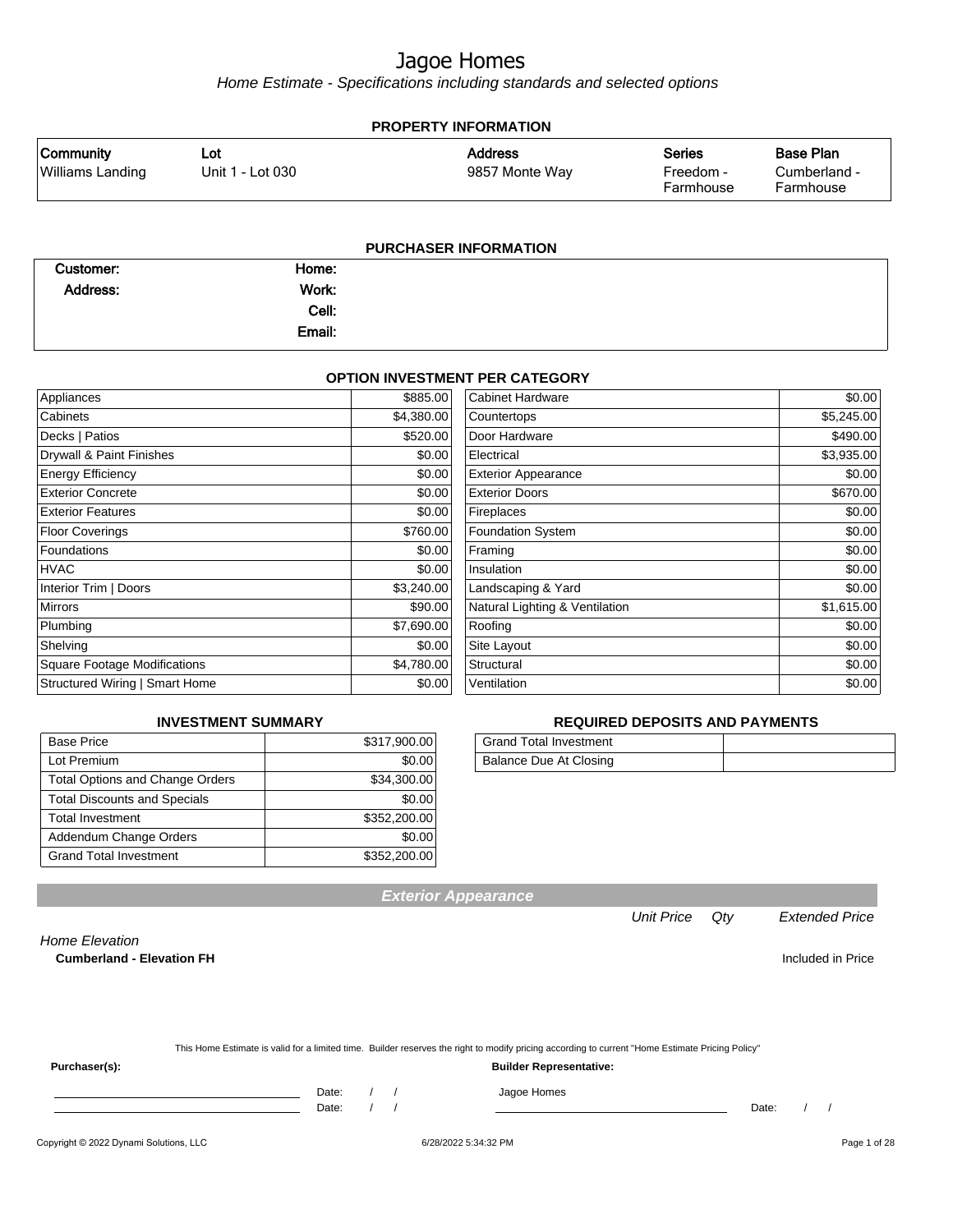# Jagoe Homes

*Home Estimate - Specifications including standards and selected options*

## PROPERTY INFORMATION

| Community | Lot | Address | Series | Base Plan |
|---|---|---|---|---|
| Williams Landing | Unit 1 - Lot 030 | 9857 Monte Way | Freedom - Farmhouse | Cumberland - Farmhouse |

## PURCHASER INFORMATION

| | | | |
|---|---|---|---|
| **Customer:** | | **Home:** | |
| **Address:** | | **Work:** | |
| | | **Cell:** | |
| | | **Email:** | |

## OPTION INVESTMENT PER CATEGORY

| Category | Amount | Category | Amount |
|---|---|---|---|
| Appliances | $885.00 | Cabinet Hardware | $0.00 |
| Cabinets | $4,380.00 | Countertops | $5,245.00 |
| Decks \| Patios | $520.00 | Door Hardware | $490.00 |
| Drywall & Paint Finishes | $0.00 | Electrical | $3,935.00 |
| Energy Efficiency | $0.00 | Exterior Appearance | $0.00 |
| Exterior Concrete | $0.00 | Exterior Doors | $670.00 |
| Exterior Features | $0.00 | Fireplaces | $0.00 |
| Floor Coverings | $760.00 | Foundation System | $0.00 |
| Foundations | $0.00 | Framing | $0.00 |
| HVAC | $0.00 | Insulation | $0.00 |
| Interior Trim \| Doors | $3,240.00 | Landscaping & Yard | $0.00 |
| Mirrors | $90.00 | Natural Lighting & Ventilation | $1,615.00 |
| Plumbing | $7,690.00 | Roofing | $0.00 |
| Shelving | $0.00 | Site Layout | $0.00 |
| Square Footage Modifications | $4,780.00 | Structural | $0.00 |
| Structured Wiring \| Smart Home | $0.00 | Ventilation | $0.00 |

## INVESTMENT SUMMARY

| Item | Amount |
|---|---|
| Base Price | $317,900.00 |
| Lot Premium | $0.00 |
| Total Options and Change Orders | $34,300.00 |
| Total Discounts and Specials | $0.00 |
| Total Investment | $352,200.00 |
| Addendum Change Orders | $0.00 |
| Grand Total Investment | $352,200.00 |

## REQUIRED DEPOSITS AND PAYMENTS

| Item | Amount |
|---|---|
| Grand Total Investment | |
| Balance Due At Closing | |

## Exterior Appearance

| | Unit Price | Qty | Extended Price |
|---|---|---|---|
| *Home Elevation* | | | |
| **Cumberland - Elevation FH** | | | Included in Price |

This Home Estimate is valid for a limited time. Builder reserves the right to modify pricing according to current "Home Estimate Pricing Policy"

**Purchaser(s):**

\_\_\_\_\_\_\_\_\_\_\_\_\_\_\_\_\_\_\_\_ Date: / /

\_\_\_\_\_\_\_\_\_\_\_\_\_\_\_\_\_\_\_\_ Date: / /

**Builder Representative:**

Jagoe Homes

\_\_\_\_\_\_\_\_\_\_\_\_\_\_\_\_\_\_\_\_ Date: / /

Copyright © 2022 Dynami Solutions, LLC — 6/28/2022 5:34:32 PM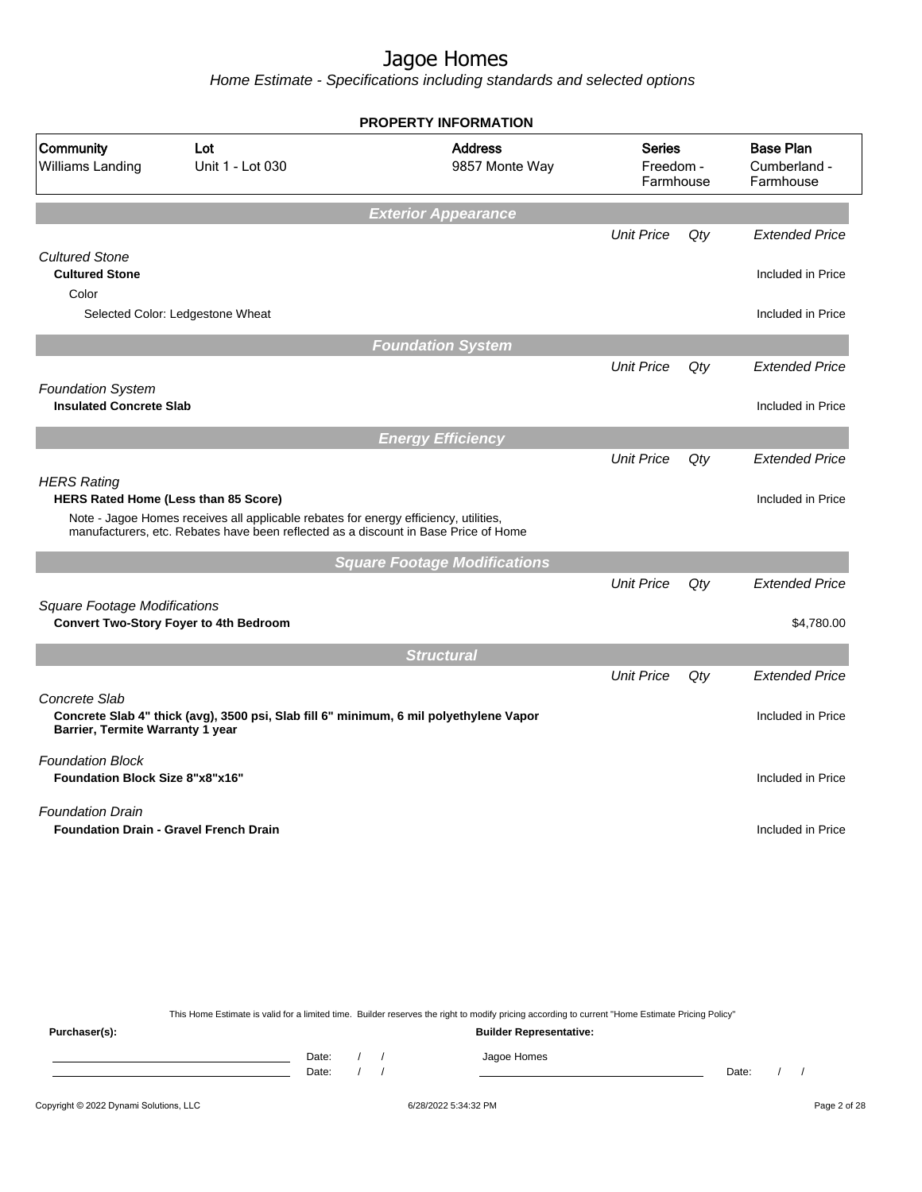# Jagoe Homes

Home Estimate - Specifications including standards and selected options

**PROPERTY INFORMATION**

| Community | Lot | Address | Series | Base Plan |
|---|---|---|---|---|
| Williams Landing | Unit 1 - Lot 030 | 9857 Monte Way | Freedom - Farmhouse | Cumberland - Farmhouse |

## Exterior Appearance

| | Unit Price | Qty | Extended Price |
|---|---|---|---|
| *Cultured Stone* | | | |
| **Cultured Stone** | | | Included in Price |
| Color | | | |
| Selected Color: Ledgestone Wheat | | | Included in Price |

## Foundation System

| | Unit Price | Qty | Extended Price |
|---|---|---|---|
| *Foundation System* | | | |
| **Insulated Concrete Slab** | | | Included in Price |

## Energy Efficiency

| | Unit Price | Qty | Extended Price |
|---|---|---|---|
| *HERS Rating* | | | |
| **HERS Rated Home (Less than 85 Score)** | | | Included in Price |
| Note - Jagoe Homes receives all applicable rebates for energy efficiency, utilities, manufacturers, etc. Rebates have been reflected as a discount in Base Price of Home | | | |

## Square Footage Modifications

| | Unit Price | Qty | Extended Price |
|---|---|---|---|
| *Square Footage Modifications* | | | |
| **Convert Two-Story Foyer to 4th Bedroom** | | | $4,780.00 |

## Structural

| | Unit Price | Qty | Extended Price |
|---|---|---|---|
| *Concrete Slab* | | | |
| **Concrete Slab 4" thick (avg), 3500 psi, Slab fill 6" minimum, 6 mil polyethylene Vapor Barrier, Termite Warranty 1 year** | | | Included in Price |
| *Foundation Block* | | | |
| **Foundation Block Size 8"x8"x16"** | | | Included in Price |
| *Foundation Drain* | | | |
| **Foundation Drain - Gravel French Drain** | | | Included in Price |

This Home Estimate is valid for a limited time. Builder reserves the right to modify pricing according to current "Home Estimate Pricing Policy"

**Purchaser(s):** Date: / / Date: / /

**Builder Representative:** Jagoe Homes Date: / /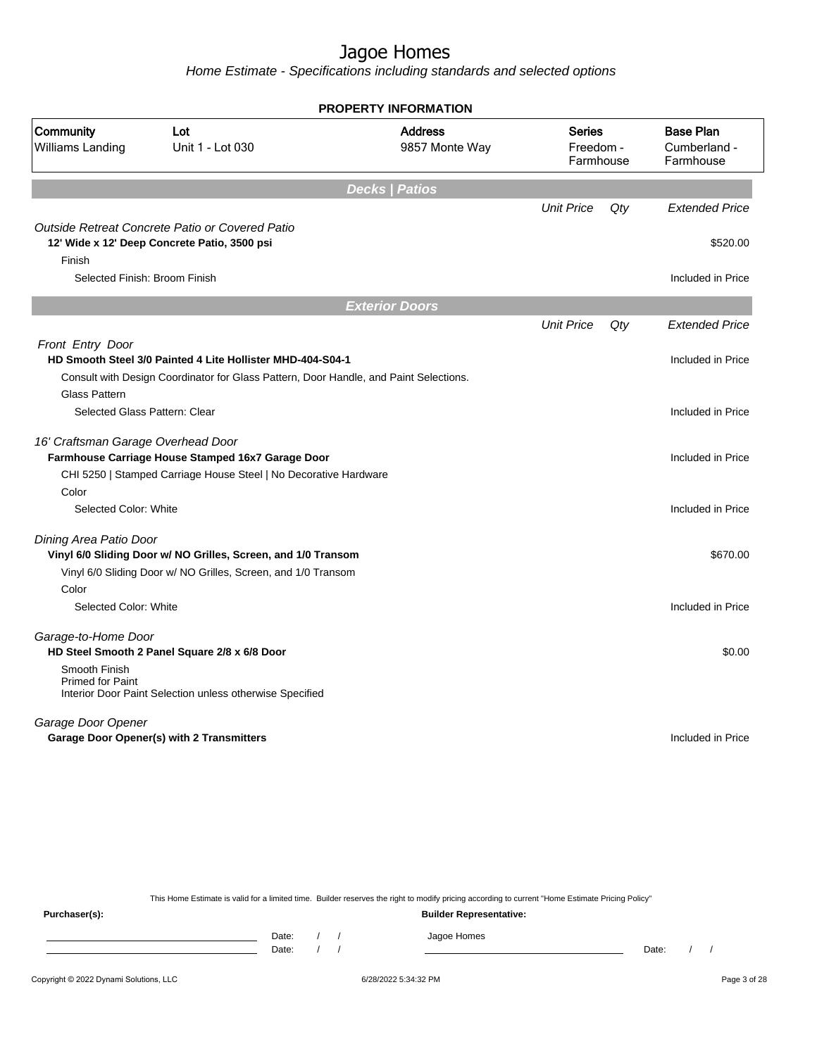# Jagoe Homes

*Home Estimate - Specifications including standards and selected options*

## PROPERTY INFORMATION

| Community | Lot | Address | Series | Base Plan |
|---|---|---|---|---|
| Williams Landing | Unit 1 - Lot 030 | 9857 Monte Way | Freedom - Farmhouse | Cumberland - Farmhouse |

## Decks | Patios

| | Unit Price | Qty | Extended Price |
|---|---|---|---|
| *Outside Retreat Concrete Patio or Covered Patio* | | | |
| **12' Wide x 12' Deep Concrete Patio, 3500 psi** | | | $520.00 |
| Finish | | | |
| Selected Finish: Broom Finish | | | Included in Price |

## Exterior Doors

| | Unit Price | Qty | Extended Price |
|---|---|---|---|
| *Front Entry Door* | | | |
| **HD Smooth Steel 3/0 Painted 4 Lite Hollister MHD-404-S04-1** | | | Included in Price |
| Consult with Design Coordinator for Glass Pattern, Door Handle, and Paint Selections. | | | |
| Glass Pattern | | | |
| Selected Glass Pattern: Clear | | | Included in Price |
| *16' Craftsman Garage Overhead Door* | | | |
| **Farmhouse Carriage House Stamped 16x7 Garage Door** | | | Included in Price |
| CHI 5250 \| Stamped Carriage House Steel \| No Decorative Hardware | | | |
| Color | | | |
| Selected Color: White | | | Included in Price |
| *Dining Area Patio Door* | | | |
| **Vinyl 6/0 Sliding Door w/ NO Grilles, Screen, and 1/0 Transom** | | | $670.00 |
| Vinyl 6/0 Sliding Door w/ NO Grilles, Screen, and 1/0 Transom | | | |
| Color | | | |
| Selected Color: White | | | Included in Price |
| *Garage-to-Home Door* | | | |
| **HD Steel Smooth 2 Panel Square 2/8 x 6/8 Door** | | | $0.00 |
| Smooth Finish<br>Primed for Paint<br>Interior Door Paint Selection unless otherwise Specified | | | |
| *Garage Door Opener* | | | |
| **Garage Door Opener(s) with 2 Transmitters** | | | Included in Price |

This Home Estimate is valid for a limited time. Builder reserves the right to modify pricing according to current "Home Estimate Pricing Policy"

**Purchaser(s):** ______________________ Date: / / ______________________ Date: / /

**Builder Representative:** Jagoe Homes ______________________ Date: / /

Copyright © 2022 Dynami Solutions, LLC 6/28/2022 5:34:32 PM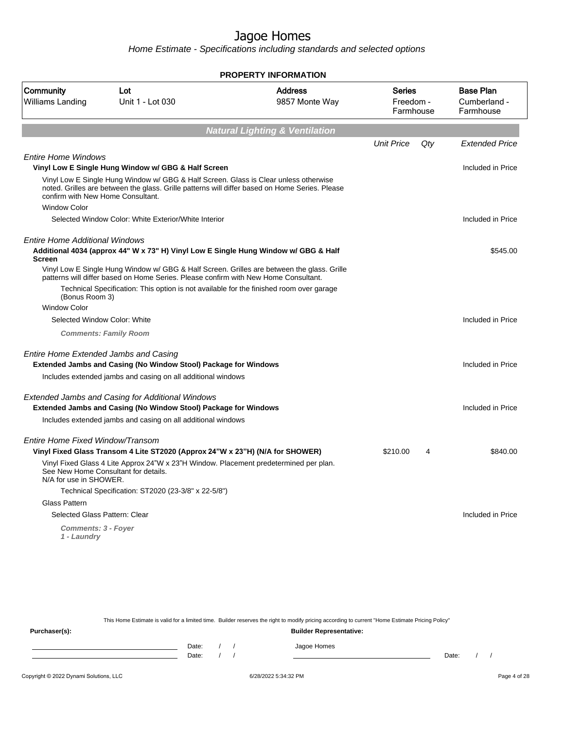# Jagoe Homes

Home Estimate - Specifications including standards and selected options

**PROPERTY INFORMATION**

| Community | Lot | Address | Series | Base Plan |
|---|---|---|---|---|
| Williams Landing | Unit 1 - Lot 030 | 9857 Monte Way | Freedom - Farmhouse | Cumberland - Farmhouse |

## Natural Lighting & Ventilation

| | Unit Price | Qty | Extended Price |
|---|---|---|---|
| *Entire Home Windows* | | | |
| **Vinyl Low E Single Hung Window w/ GBG & Half Screen** | | | Included in Price |
| Vinyl Low E Single Hung Window w/ GBG & Half Screen. Glass is Clear unless otherwise noted. Grilles are between the glass. Grille patterns will differ based on Home Series. Please confirm with New Home Consultant. | | | |
| Window Color | | | |
| Selected Window Color: White Exterior/White Interior | | | Included in Price |
| *Entire Home Additional Windows* | | | |
| **Additional 4034 (approx 44" W x 73" H) Vinyl Low E Single Hung Window w/ GBG & Half Screen** | | | $545.00 |
| Vinyl Low E Single Hung Window w/ GBG & Half Screen. Grilles are between the glass. Grille patterns will differ based on Home Series. Please confirm with New Home Consultant. | | | |
| Technical Specification: This option is not available for the finished room over garage (Bonus Room 3) | | | |
| Window Color | | | |
| Selected Window Color: White | | | Included in Price |
| ***Comments: Family Room*** | | | |
| *Entire Home Extended Jambs and Casing* | | | |
| **Extended Jambs and Casing (No Window Stool) Package for Windows** | | | Included in Price |
| Includes extended jambs and casing on all additional windows | | | |
| *Extended Jambs and Casing for Additional Windows* | | | |
| **Extended Jambs and Casing (No Window Stool) Package for Windows** | | | Included in Price |
| Includes extended jambs and casing on all additional windows | | | |
| *Entire Home Fixed Window/Transom* | | | |
| **Vinyl Fixed Glass Transom 4 Lite ST2020 (Approx 24"W x 23"H) (N/A for SHOWER)** | $210.00 | 4 | $840.00 |
| Vinyl Fixed Glass 4 Lite Approx 24"W x 23"H Window. Placement predetermined per plan. See New Home Consultant for details. N/A for use in SHOWER. | | | |
| Technical Specification: ST2020 (23-3/8" x 22-5/8") | | | |
| Glass Pattern | | | |
| Selected Glass Pattern: Clear | | | Included in Price |
| ***Comments: 3 - Foyer 1 - Laundry*** | | | |

This Home Estimate is valid for a limited time. Builder reserves the right to modify pricing according to current "Home Estimate Pricing Policy"

**Purchaser(s):** **Builder Representative:**

Date: / / Jagoe Homes
Date: / / Date: / /

Copyright © 2022 Dynami Solutions, LLC 6/28/2022 5:34:32 PM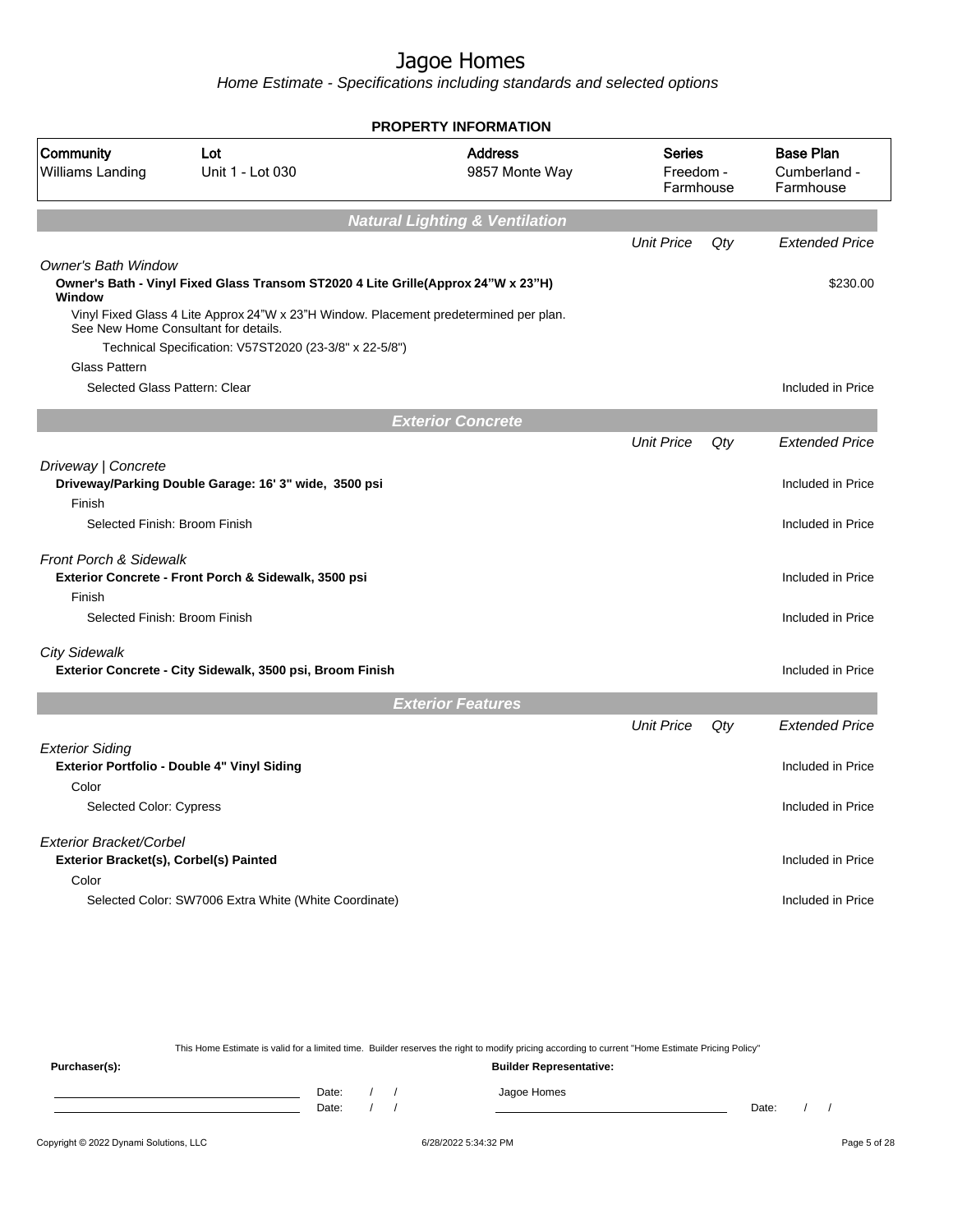# Jagoe Homes

Home Estimate - Specifications including standards and selected options

**PROPERTY INFORMATION**

| Community | Lot | Address | Series | Base Plan |
|---|---|---|---|---|
| Williams Landing | Unit 1 - Lot 030 | 9857 Monte Way | Freedom - Farmhouse | Cumberland - Farmhouse |

## Natural Lighting & Ventilation

| | Unit Price | Qty | Extended Price |
|---|---|---|---|
| *Owner's Bath Window* | | | |
| **Owner's Bath - Vinyl Fixed Glass Transom ST2020 4 Lite Grille(Approx 24"W x 23"H) Window** | | | $230.00 |
| Vinyl Fixed Glass 4 Lite Approx 24"W x 23"H Window. Placement predetermined per plan. See New Home Consultant for details. | | | |
| Technical Specification: V57ST2020 (23-3/8" x 22-5/8") | | | |
| Glass Pattern | | | |
| Selected Glass Pattern: Clear | | | Included in Price |

## Exterior Concrete

| | Unit Price | Qty | Extended Price |
|---|---|---|---|
| *Driveway \| Concrete* | | | |
| **Driveway/Parking Double Garage: 16' 3" wide, 3500 psi** | | | Included in Price |
| Finish | | | |
| Selected Finish: Broom Finish | | | Included in Price |
| *Front Porch & Sidewalk* | | | |
| **Exterior Concrete - Front Porch & Sidewalk, 3500 psi** | | | Included in Price |
| Finish | | | |
| Selected Finish: Broom Finish | | | Included in Price |
| *City Sidewalk* | | | |
| **Exterior Concrete - City Sidewalk, 3500 psi, Broom Finish** | | | Included in Price |

## Exterior Features

| | Unit Price | Qty | Extended Price |
|---|---|---|---|
| *Exterior Siding* | | | |
| **Exterior Portfolio - Double 4" Vinyl Siding** | | | Included in Price |
| Color | | | |
| Selected Color: Cypress | | | Included in Price |
| *Exterior Bracket/Corbel* | | | |
| **Exterior Bracket(s), Corbel(s) Painted** | | | Included in Price |
| Color | | | |
| Selected Color: SW7006 Extra White (White Coordinate) | | | Included in Price |

This Home Estimate is valid for a limited time. Builder reserves the right to modify pricing according to current "Home Estimate Pricing Policy"

**Purchaser(s):** **Builder Representative:**

Date: / / Jagoe Homes
Date: / / Date: / /

Copyright © 2022 Dynami Solutions, LLC 6/28/2022 5:34:32 PM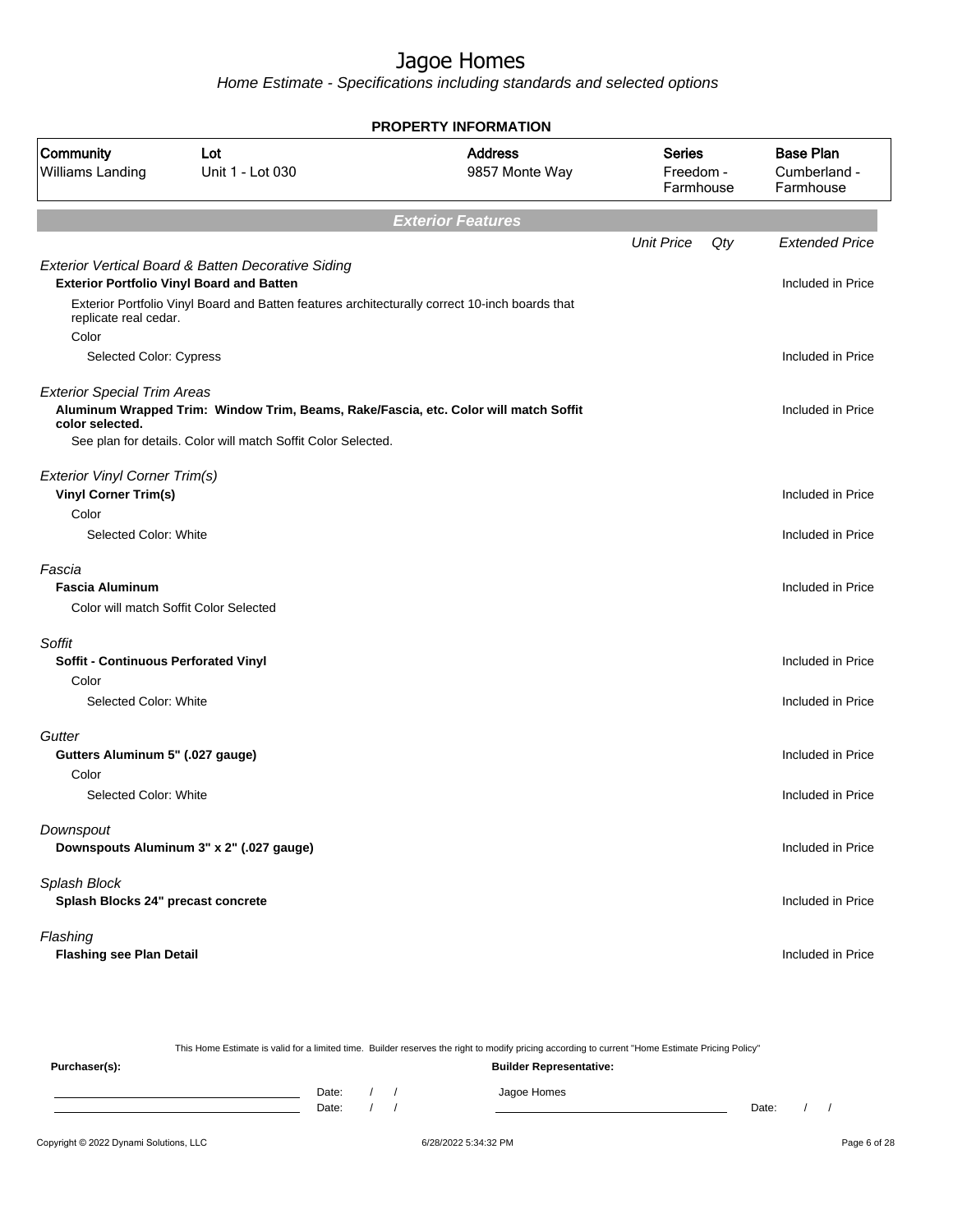# Jagoe Homes

*Home Estimate - Specifications including standards and selected options*

**PROPERTY INFORMATION**

| Community | Lot | Address | Series | Base Plan |
|---|---|---|---|---|
| Williams Landing | Unit 1 - Lot 030 | 9857 Monte Way | Freedom - Farmhouse | Cumberland - Farmhouse |

## Exterior Features

| | Unit Price | Qty | Extended Price |
|---|---|---|---|
| *Exterior Vertical Board & Batten Decorative Siding* | | | |
| **Exterior Portfolio Vinyl Board and Batten** | | | Included in Price |
| Exterior Portfolio Vinyl Board and Batten features architecturally correct 10-inch boards that replicate real cedar. | | | |
| Color | | | |
| Selected Color: Cypress | | | Included in Price |
| *Exterior Special Trim Areas* | | | |
| **Aluminum Wrapped Trim: Window Trim, Beams, Rake/Fascia, etc. Color will match Soffit color selected.** | | | Included in Price |
| See plan for details. Color will match Soffit Color Selected. | | | |
| *Exterior Vinyl Corner Trim(s)* | | | |
| **Vinyl Corner Trim(s)** | | | Included in Price |
| Color | | | |
| Selected Color: White | | | Included in Price |
| *Fascia* | | | |
| **Fascia Aluminum** | | | Included in Price |
| Color will match Soffit Color Selected | | | |
| *Soffit* | | | |
| **Soffit - Continuous Perforated Vinyl** | | | Included in Price |
| Color | | | |
| Selected Color: White | | | Included in Price |
| *Gutter* | | | |
| **Gutters Aluminum 5" (.027 gauge)** | | | Included in Price |
| Color | | | |
| Selected Color: White | | | Included in Price |
| *Downspout* | | | |
| **Downspouts Aluminum 3" x 2" (.027 gauge)** | | | Included in Price |
| *Splash Block* | | | |
| **Splash Blocks 24" precast concrete** | | | Included in Price |
| *Flashing* | | | |
| **Flashing see Plan Detail** | | | Included in Price |

This Home Estimate is valid for a limited time. Builder reserves the right to modify pricing according to current "Home Estimate Pricing Policy"

**Purchaser(s):** Date: / / Date: / /

**Builder Representative:** Jagoe Homes Date: / /

Copyright © 2022 Dynami Solutions, LLC 6/28/2022 5:34:32 PM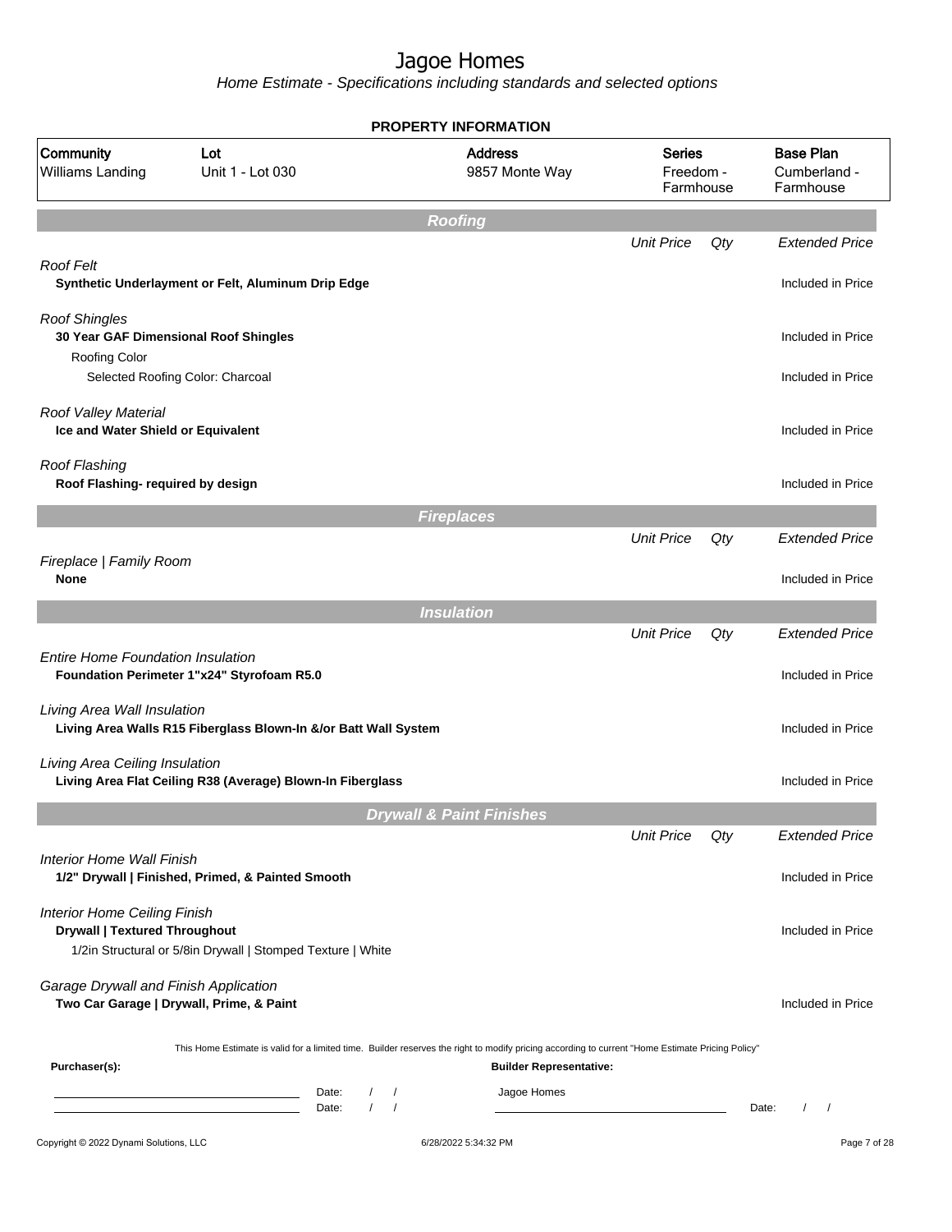# Jagoe Homes

*Home Estimate - Specifications including standards and selected options*

**PROPERTY INFORMATION**

| Community | Lot | Address | Series | Base Plan |
|---|---|---|---|---|
| Williams Landing | Unit 1 - Lot 030 | 9857 Monte Way | Freedom - Farmhouse | Cumberland - Farmhouse |

## Roofing

| | Unit Price | Qty | Extended Price |
|---|---|---|---|
| *Roof Felt* | | | |
| **Synthetic Underlayment or Felt, Aluminum Drip Edge** | | | Included in Price |
| *Roof Shingles* | | | |
| **30 Year GAF Dimensional Roof Shingles** | | | Included in Price |
| Roofing Color | | | |
| Selected Roofing Color: Charcoal | | | Included in Price |
| *Roof Valley Material* | | | |
| **Ice and Water Shield or Equivalent** | | | Included in Price |
| *Roof Flashing* | | | |
| **Roof Flashing- required by design** | | | Included in Price |

## Fireplaces

| | Unit Price | Qty | Extended Price |
|---|---|---|---|
| *Fireplace \| Family Room* | | | |
| **None** | | | Included in Price |

## Insulation

| | Unit Price | Qty | Extended Price |
|---|---|---|---|
| *Entire Home Foundation Insulation* | | | |
| **Foundation Perimeter 1"x24" Styrofoam R5.0** | | | Included in Price |
| *Living Area Wall Insulation* | | | |
| **Living Area Walls R15 Fiberglass Blown-In &/or Batt Wall System** | | | Included in Price |
| *Living Area Ceiling Insulation* | | | |
| **Living Area Flat Ceiling R38 (Average) Blown-In Fiberglass** | | | Included in Price |

## Drywall & Paint Finishes

| | Unit Price | Qty | Extended Price |
|---|---|---|---|
| *Interior Home Wall Finish* | | | |
| **1/2" Drywall \| Finished, Primed, & Painted Smooth** | | | Included in Price |
| *Interior Home Ceiling Finish* | | | |
| **Drywall \| Textured Throughout** | | | Included in Price |
| 1/2in Structural or 5/8in Drywall \| Stomped Texture \| White | | | |
| *Garage Drywall and Finish Application* | | | |
| **Two Car Garage \| Drywall, Prime, & Paint** | | | Included in Price |

This Home Estimate is valid for a limited time. Builder reserves the right to modify pricing according to current "Home Estimate Pricing Policy"

**Purchaser(s):**

______________________ Date: / /

______________________ Date: / /

**Builder Representative:**

Jagoe Homes

______________________ Date: / /

Copyright © 2022 Dynami Solutions, LLC — 6/28/2022 5:34:32 PM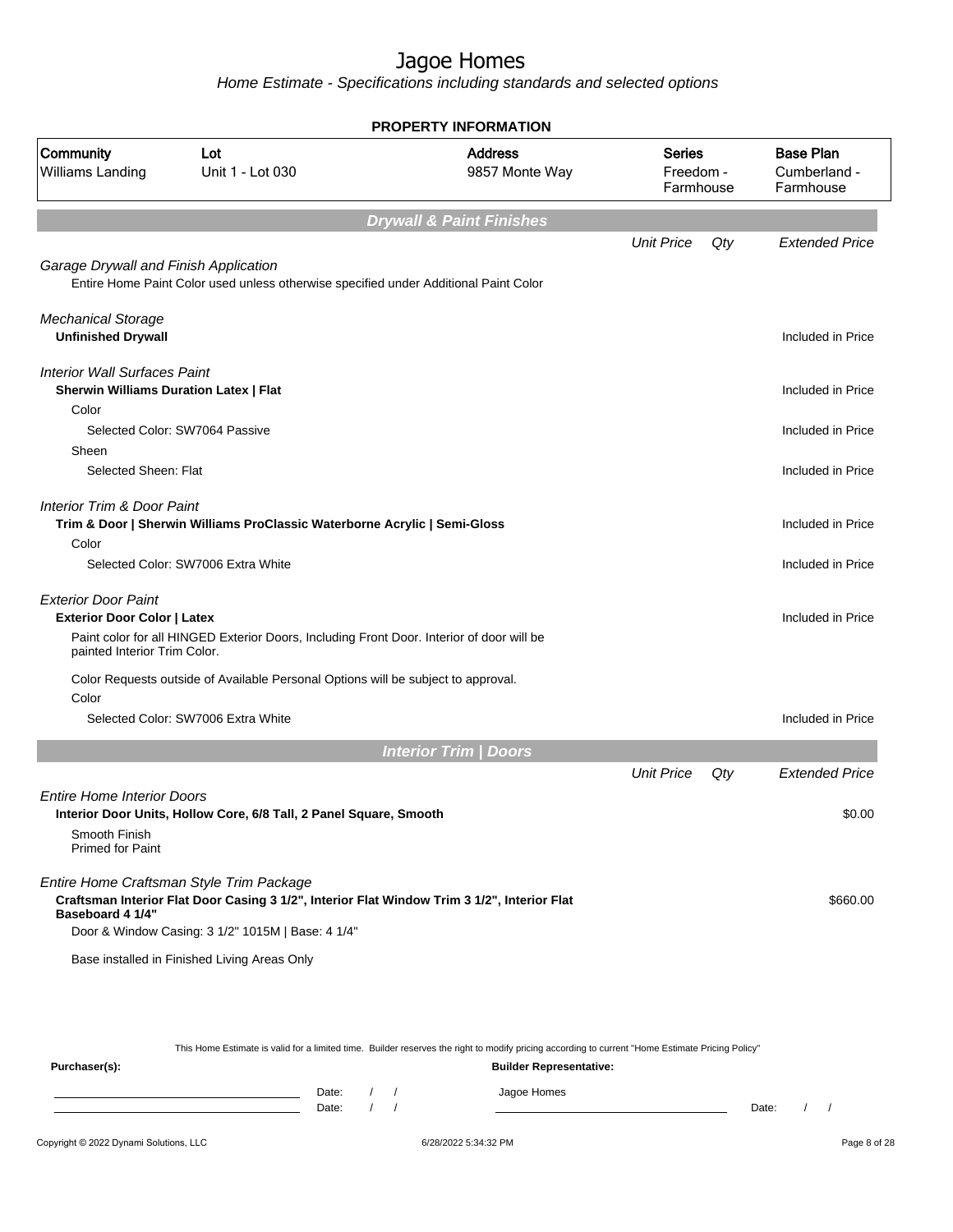# Jagoe Homes

*Home Estimate - Specifications including standards and selected options*

**PROPERTY INFORMATION**

| Community | Lot | Address | Series | Base Plan |
|---|---|---|---|---|
| Williams Landing | Unit 1 - Lot 030 | 9857 Monte Way | Freedom - Farmhouse | Cumberland - Farmhouse |

## Drywall & Paint Finishes

| | Unit Price | Qty | Extended Price |
|---|---|---|---|
| *Garage Drywall and Finish Application* | | | |
| Entire Home Paint Color used unless otherwise specified under Additional Paint Color | | | |
| *Mechanical Storage* | | | |
| **Unfinished Drywall** | | | Included in Price |
| *Interior Wall Surfaces Paint* | | | |
| **Sherwin Williams Duration Latex \| Flat** | | | Included in Price |
| Color | | | |
| Selected Color: SW7064 Passive | | | Included in Price |
| Sheen | | | |
| Selected Sheen: Flat | | | Included in Price |
| *Interior Trim & Door Paint* | | | |
| **Trim & Door \| Sherwin Williams ProClassic Waterborne Acrylic \| Semi-Gloss** | | | Included in Price |
| Color | | | |
| Selected Color: SW7006 Extra White | | | Included in Price |
| *Exterior Door Paint* | | | |
| **Exterior Door Color \| Latex** | | | Included in Price |
| Paint color for all HINGED Exterior Doors, Including Front Door. Interior of door will be painted Interior Trim Color. | | | |
| Color Requests outside of Available Personal Options will be subject to approval. | | | |
| Color | | | |
| Selected Color: SW7006 Extra White | | | Included in Price |

## Interior Trim | Doors

| | Unit Price | Qty | Extended Price |
|---|---|---|---|
| *Entire Home Interior Doors* | | | |
| **Interior Door Units, Hollow Core, 6/8 Tall, 2 Panel Square, Smooth** | | | $0.00 |
| Smooth Finish<br>Primed for Paint | | | |
| *Entire Home Craftsman Style Trim Package* | | | |
| **Craftsman Interior Flat Door Casing 3 1/2", Interior Flat Window Trim 3 1/2", Interior Flat Baseboard 4 1/4"** | | | $660.00 |
| Door & Window Casing: 3 1/2" 1015M \| Base: 4 1/4" | | | |
| Base installed in Finished Living Areas Only | | | |

This Home Estimate is valid for a limited time. Builder reserves the right to modify pricing according to current "Home Estimate Pricing Policy"

**Purchaser(s):** Date: / / Date: / /

**Builder Representative:** Jagoe Homes Date: / /

Copyright © 2022 Dynami Solutions, LLC 6/28/2022 5:34:32 PM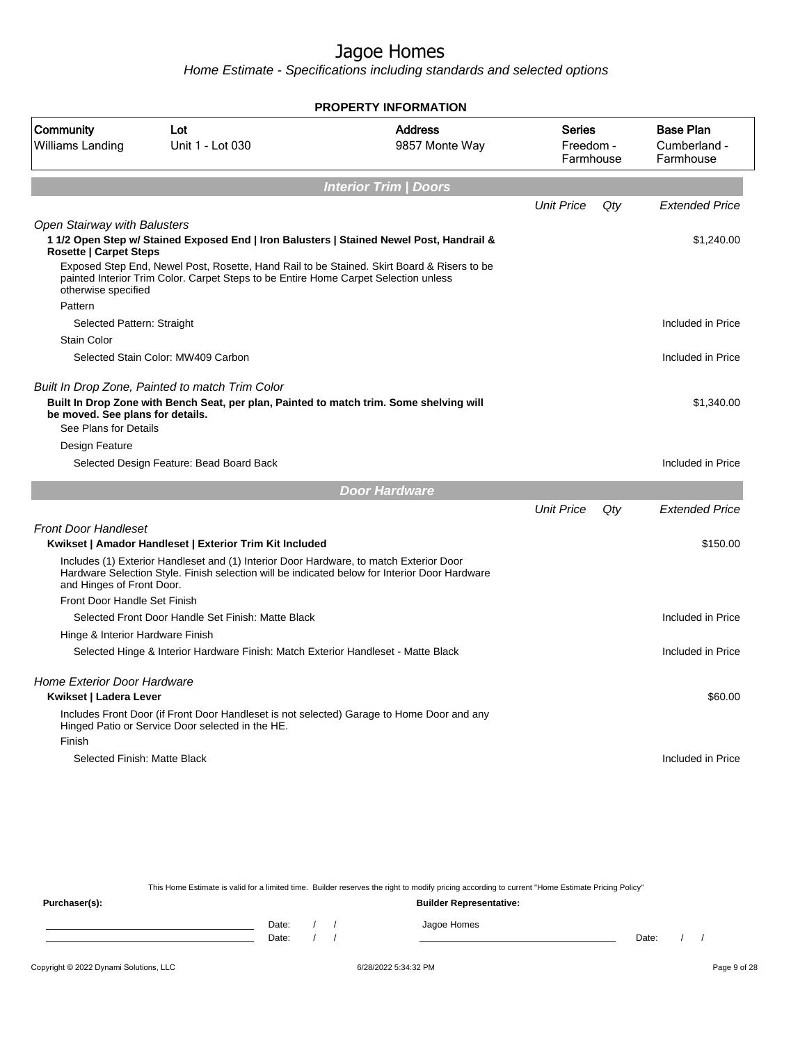# Jagoe Homes

*Home Estimate - Specifications including standards and selected options*

**PROPERTY INFORMATION**

| Community | Lot | Address | Series | Base Plan |
|---|---|---|---|---|
| Williams Landing | Unit 1 - Lot 030 | 9857 Monte Way | Freedom - Farmhouse | Cumberland - Farmhouse |

## Interior Trim | Doors

| | Unit Price | Qty | Extended Price |
|---|---|---|---|
| *Open Stairway with Balusters* | | | |
| **1 1/2 Open Step w/ Stained Exposed End \| Iron Balusters \| Stained Newel Post, Handrail & Rosette \| Carpet Steps** | | | $1,240.00 |
| Exposed Step End, Newel Post, Rosette, Hand Rail to be Stained. Skirt Board & Risers to be painted Interior Trim Color. Carpet Steps to be Entire Home Carpet Selection unless otherwise specified | | | |
| Pattern | | | |
| Selected Pattern: Straight | | | Included in Price |
| Stain Color | | | |
| Selected Stain Color: MW409 Carbon | | | Included in Price |
| *Built In Drop Zone, Painted to match Trim Color* | | | |
| **Built In Drop Zone with Bench Seat, per plan, Painted to match trim. Some shelving will be moved. See plans for details.** | | | $1,340.00 |
| See Plans for Details | | | |
| Design Feature | | | |
| Selected Design Feature: Bead Board Back | | | Included in Price |

## Door Hardware

| | Unit Price | Qty | Extended Price |
|---|---|---|---|
| *Front Door Handleset* | | | |
| **Kwikset \| Amador Handleset \| Exterior Trim Kit Included** | | | $150.00 |
| Includes (1) Exterior Handleset and (1) Interior Door Hardware, to match Exterior Door Hardware Selection Style. Finish selection will be indicated below for Interior Door Hardware and Hinges of Front Door. | | | |
| Front Door Handle Set Finish | | | |
| Selected Front Door Handle Set Finish: Matte Black | | | Included in Price |
| Hinge & Interior Hardware Finish | | | |
| Selected Hinge & Interior Hardware Finish: Match Exterior Handleset - Matte Black | | | Included in Price |
| *Home Exterior Door Hardware* | | | |
| **Kwikset \| Ladera Lever** | | | $60.00 |
| Includes Front Door (if Front Door Handleset is not selected) Garage to Home Door and any Hinged Patio or Service Door selected in the HE. | | | |
| Finish | | | |
| Selected Finish: Matte Black | | | Included in Price |

This Home Estimate is valid for a limited time. Builder reserves the right to modify pricing according to current "Home Estimate Pricing Policy"

**Purchaser(s):** **Builder Representative:**

Date: / / Jagoe Homes

Date: / / Date: / /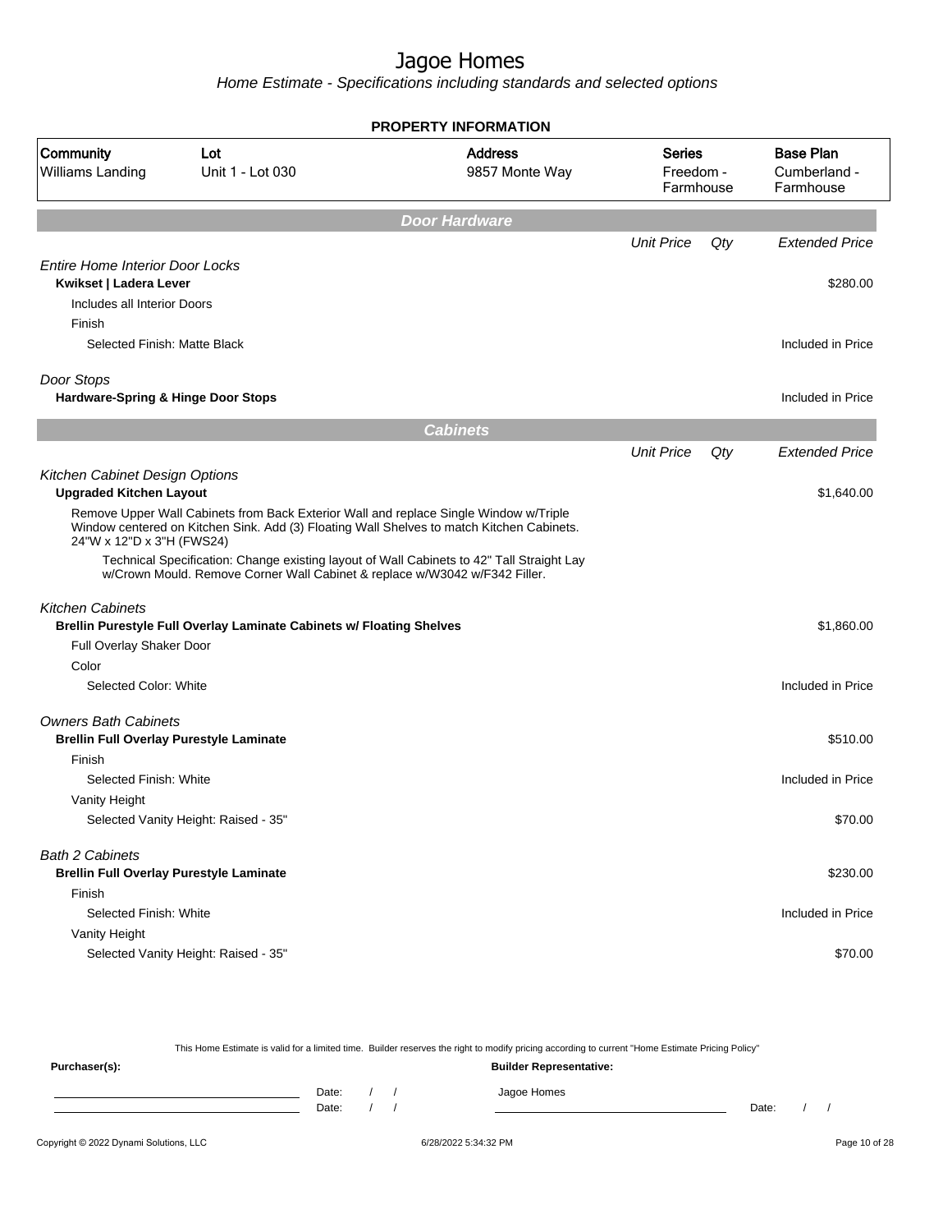# Jagoe Homes

*Home Estimate - Specifications including standards and selected options*

**PROPERTY INFORMATION**

| Community | Lot | Address | Series | Base Plan |
|---|---|---|---|---|
| Williams Landing | Unit 1 - Lot 030 | 9857 Monte Way | Freedom - Farmhouse | Cumberland - Farmhouse |

## Door Hardware

| | Unit Price | Qty | Extended Price |
|---|---|---|---|
| *Entire Home Interior Door Locks* | | | |
| **Kwikset \| Ladera Lever** | | | $280.00 |
| Includes all Interior Doors | | | |
| Finish | | | |
| Selected Finish: Matte Black | | | Included in Price |
| *Door Stops* | | | |
| **Hardware-Spring & Hinge Door Stops** | | | Included in Price |

## Cabinets

| | Unit Price | Qty | Extended Price |
|---|---|---|---|
| *Kitchen Cabinet Design Options* | | | |
| **Upgraded Kitchen Layout** | | | $1,640.00 |
| Remove Upper Wall Cabinets from Back Exterior Wall and replace Single Window w/Triple Window centered on Kitchen Sink. Add (3) Floating Wall Shelves to match Kitchen Cabinets. 24"W x 12"D x 3"H (FWS24) | | | |
| Technical Specification: Change existing layout of Wall Cabinets to 42" Tall Straight Lay w/Crown Mould. Remove Corner Wall Cabinet & replace w/W3042 w/F342 Filler. | | | |
| *Kitchen Cabinets* | | | |
| **Brellin Purestyle Full Overlay Laminate Cabinets w/ Floating Shelves** | | | $1,860.00 |
| Full Overlay Shaker Door | | | |
| Color | | | |
| Selected Color: White | | | Included in Price |
| *Owners Bath Cabinets* | | | |
| **Brellin Full Overlay Purestyle Laminate** | | | $510.00 |
| Finish | | | |
| Selected Finish: White | | | Included in Price |
| Vanity Height | | | |
| Selected Vanity Height: Raised - 35" | | | $70.00 |
| *Bath 2 Cabinets* | | | |
| **Brellin Full Overlay Purestyle Laminate** | | | $230.00 |
| Finish | | | |
| Selected Finish: White | | | Included in Price |
| Vanity Height | | | |
| Selected Vanity Height: Raised - 35" | | | $70.00 |

This Home Estimate is valid for a limited time. Builder reserves the right to modify pricing according to current "Home Estimate Pricing Policy"

**Purchaser(s):**

Date: / /

Date: / /

**Builder Representative:**

Jagoe Homes

Date: / /

Copyright © 2022 Dynami Solutions, LLC — 6/28/2022 5:34:32 PM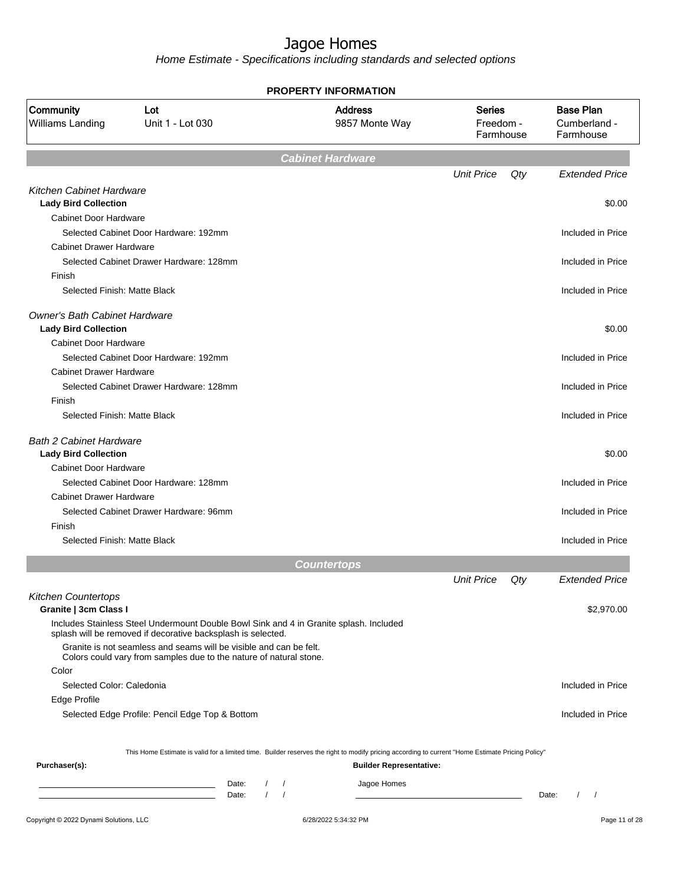# Jagoe Homes

*Home Estimate - Specifications including standards and selected options*

**PROPERTY INFORMATION**

| Community | Lot | Address | Series | Base Plan |
|---|---|---|---|---|
| Williams Landing | Unit 1 - Lot 030 | 9857 Monte Way | Freedom - Farmhouse | Cumberland - Farmhouse |

## Cabinet Hardware

| | Unit Price | Qty | Extended Price |
|---|---|---|---|
| *Kitchen Cabinet Hardware* | | | |
| **Lady Bird Collection** | | | $0.00 |
| Cabinet Door Hardware | | | |
| Selected Cabinet Door Hardware: 192mm | | | Included in Price |
| Cabinet Drawer Hardware | | | |
| Selected Cabinet Drawer Hardware: 128mm | | | Included in Price |
| Finish | | | |
| Selected Finish: Matte Black | | | Included in Price |
| *Owner's Bath Cabinet Hardware* | | | |
| **Lady Bird Collection** | | | $0.00 |
| Cabinet Door Hardware | | | |
| Selected Cabinet Door Hardware: 192mm | | | Included in Price |
| Cabinet Drawer Hardware | | | |
| Selected Cabinet Drawer Hardware: 128mm | | | Included in Price |
| Finish | | | |
| Selected Finish: Matte Black | | | Included in Price |
| *Bath 2 Cabinet Hardware* | | | |
| **Lady Bird Collection** | | | $0.00 |
| Cabinet Door Hardware | | | |
| Selected Cabinet Door Hardware: 128mm | | | Included in Price |
| Cabinet Drawer Hardware | | | |
| Selected Cabinet Drawer Hardware: 96mm | | | Included in Price |
| Finish | | | |
| Selected Finish: Matte Black | | | Included in Price |

## Countertops

| | Unit Price | Qty | Extended Price |
|---|---|---|---|
| *Kitchen Countertops* | | | |
| **Granite \| 3cm Class I** | | | $2,970.00 |
| Includes Stainless Steel Undermount Double Bowl Sink and 4 in Granite splash. Included splash will be removed if decorative backsplash is selected. | | | |
| Granite is not seamless and seams will be visible and can be felt. Colors could vary from samples due to the nature of natural stone. | | | |
| Color | | | |
| Selected Color: Caledonia | | | Included in Price |
| Edge Profile | | | |
| Selected Edge Profile: Pencil Edge Top & Bottom | | | Included in Price |

This Home Estimate is valid for a limited time. Builder reserves the right to modify pricing according to current "Home Estimate Pricing Policy"

**Purchaser(s):**

______________________ Date: / /

______________________ Date: / /

**Builder Representative:**

Jagoe Homes

______________________ Date: / /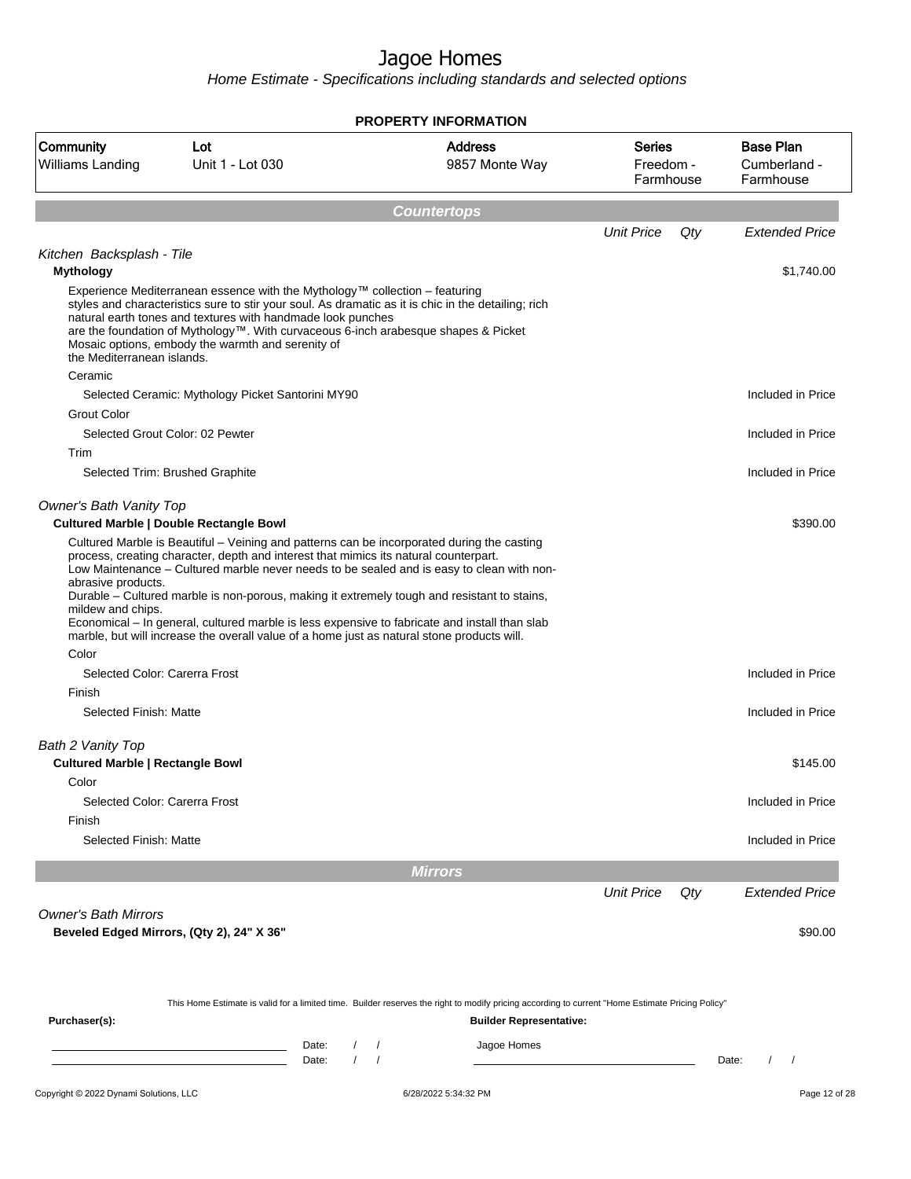# Jagoe Homes

Home Estimate - Specifications including standards and selected options

**PROPERTY INFORMATION**

| Community | Lot | Address | Series | Base Plan |
|---|---|---|---|---|
| Williams Landing | Unit 1 - Lot 030 | 9857 Monte Way | Freedom - Farmhouse | Cumberland - Farmhouse |

## Countertops

| | Unit Price | Qty | Extended Price |
|---|---|---|---|
| *Kitchen Backsplash - Tile* | | | |
| **Mythology** | | | $1,740.00 |
| Experience Mediterranean essence with the Mythology™ collection – featuring styles and characteristics sure to stir your soul. As dramatic as it is chic in the detailing; rich natural earth tones and textures with handmade look punches are the foundation of Mythology™. With curvaceous 6-inch arabesque shapes & Picket Mosaic options, embody the warmth and serenity of the Mediterranean islands. | | | |
| Ceramic | | | |
| Selected Ceramic: Mythology Picket Santorini MY90 | | | Included in Price |
| Grout Color | | | |
| Selected Grout Color: 02 Pewter | | | Included in Price |
| Trim | | | |
| Selected Trim: Brushed Graphite | | | Included in Price |
| *Owner's Bath Vanity Top* | | | |
| **Cultured Marble \| Double Rectangle Bowl** | | | $390.00 |
| Cultured Marble is Beautiful – Veining and patterns can be incorporated during the casting process, creating character, depth and interest that mimics its natural counterpart. Low Maintenance – Cultured marble never needs to be sealed and is easy to clean with non-abrasive products. Durable – Cultured marble is non-porous, making it extremely tough and resistant to stains, mildew and chips. Economical – In general, cultured marble is less expensive to fabricate and install than slab marble, but will increase the overall value of a home just as natural stone products will. | | | |
| Color | | | |
| Selected Color: Carerra Frost | | | Included in Price |
| Finish | | | |
| Selected Finish: Matte | | | Included in Price |
| *Bath 2 Vanity Top* | | | |
| **Cultured Marble \| Rectangle Bowl** | | | $145.00 |
| Color | | | |
| Selected Color: Carerra Frost | | | Included in Price |
| Finish | | | |
| Selected Finish: Matte | | | Included in Price |

## Mirrors

| | Unit Price | Qty | Extended Price |
|---|---|---|---|
| *Owner's Bath Mirrors* | | | |
| **Beveled Edged Mirrors, (Qty 2), 24" X 36"** | | | $90.00 |

This Home Estimate is valid for a limited time. Builder reserves the right to modify pricing according to current "Home Estimate Pricing Policy"

**Purchaser(s):**

______________________ Date: / /

______________________ Date: / /

**Builder Representative:**

Jagoe Homes

______________________ Date: / /

Copyright © 2022 Dynami Solutions, LLC — 6/28/2022 5:34:32 PM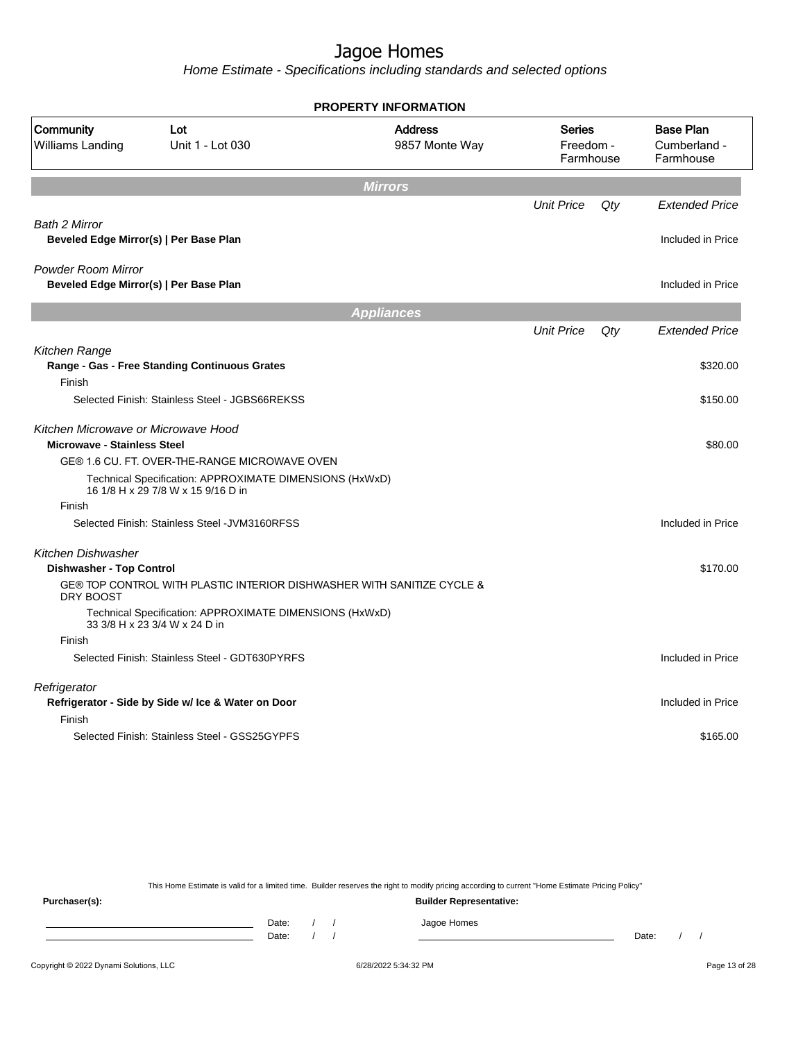# Jagoe Homes

*Home Estimate - Specifications including standards and selected options*

**PROPERTY INFORMATION**

| Community | Lot | Address | Series | Base Plan |
|---|---|---|---|---|
| Williams Landing | Unit 1 - Lot 030 | 9857 Monte Way | Freedom - Farmhouse | Cumberland - Farmhouse |

## Mirrors

| | Unit Price | Qty | Extended Price |
|---|---|---|---|
| *Bath 2 Mirror* | | | |
| **Beveled Edge Mirror(s) \| Per Base Plan** | | | Included in Price |
| *Powder Room Mirror* | | | |
| **Beveled Edge Mirror(s) \| Per Base Plan** | | | Included in Price |

## Appliances

| | Unit Price | Qty | Extended Price |
|---|---|---|---|
| *Kitchen Range* | | | |
| **Range - Gas - Free Standing Continuous Grates** | | | $320.00 |
| Finish | | | |
| Selected Finish: Stainless Steel - JGBS66REKSS | | | $150.00 |
| *Kitchen Microwave or Microwave Hood* | | | |
| **Microwave - Stainless Steel** | | | $80.00 |
| GE® 1.6 CU. FT. OVER-THE-RANGE MICROWAVE OVEN | | | |
| Technical Specification: APPROXIMATE DIMENSIONS (HxWxD) 16 1/8 H x 29 7/8 W x 15 9/16 D in | | | |
| Finish | | | |
| Selected Finish: Stainless Steel -JVM3160RFSS | | | Included in Price |
| *Kitchen Dishwasher* | | | |
| **Dishwasher - Top Control** | | | $170.00 |
| GE® TOP CONTROL WITH PLASTIC INTERIOR DISHWASHER WITH SANITIZE CYCLE & DRY BOOST | | | |
| Technical Specification: APPROXIMATE DIMENSIONS (HxWxD) 33 3/8 H x 23 3/4 W x 24 D in | | | |
| Finish | | | |
| Selected Finish: Stainless Steel - GDT630PYRFS | | | Included in Price |
| *Refrigerator* | | | |
| **Refrigerator - Side by Side w/ Ice & Water on Door** | | | Included in Price |
| Finish | | | |
| Selected Finish: Stainless Steel - GSS25GYPFS | | | $165.00 |

This Home Estimate is valid for a limited time. Builder reserves the right to modify pricing according to current "Home Estimate Pricing Policy"

**Purchaser(s):** | **Builder Representative:**

Date: / / | Jagoe Homes

Date: / / | Date: / /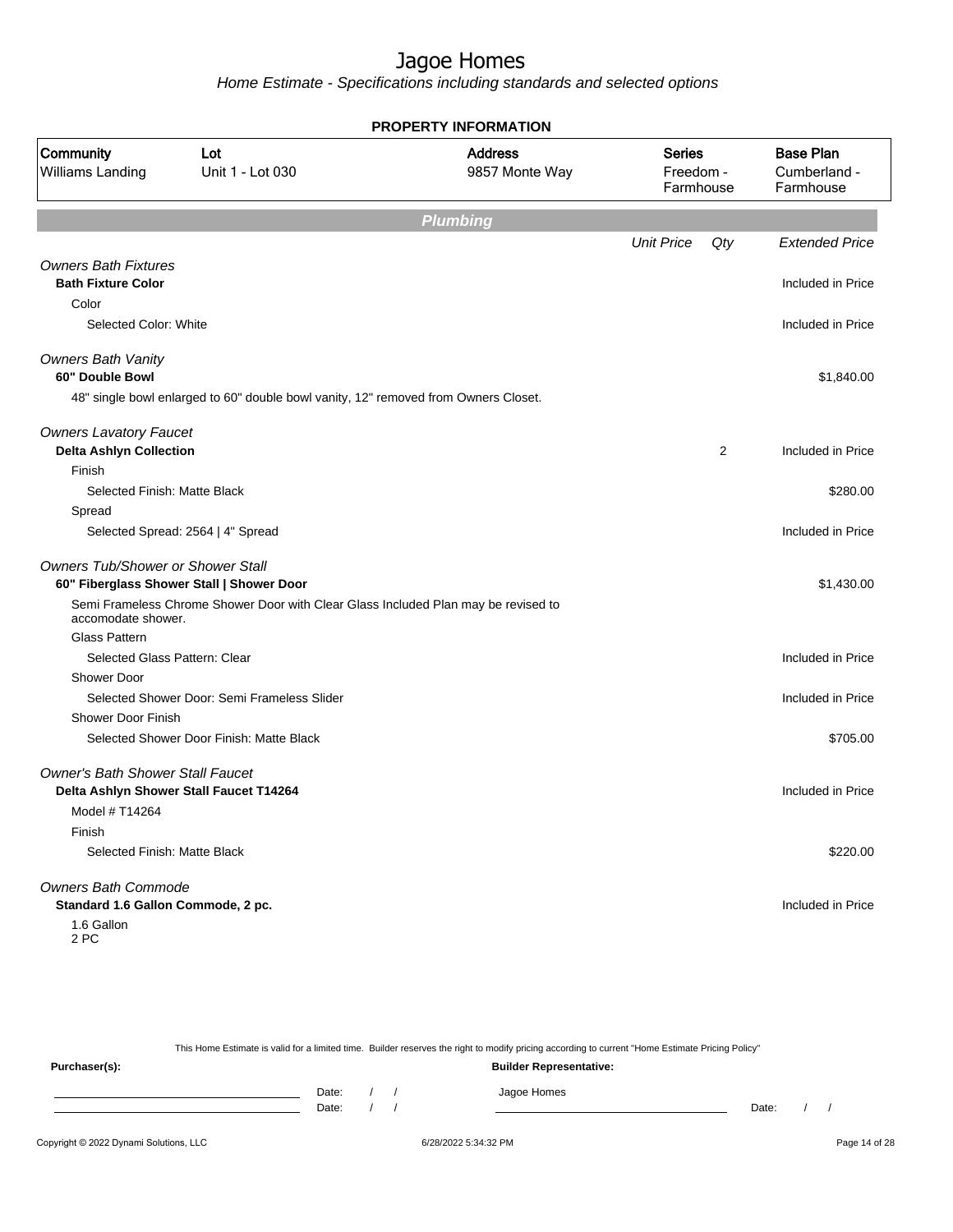# Jagoe Homes

*Home Estimate - Specifications including standards and selected options*

**PROPERTY INFORMATION**

| Community | Lot | Address | Series | Base Plan |
|---|---|---|---|---|
| Williams Landing | Unit 1 - Lot 030 | 9857 Monte Way | Freedom - Farmhouse | Cumberland - Farmhouse |

## Plumbing

| | Unit Price | Qty | Extended Price |
|---|---|---|---|
| *Owners Bath Fixtures* | | | |
| **Bath Fixture Color** | | | Included in Price |
| Color | | | |
| Selected Color: White | | | Included in Price |
| *Owners Bath Vanity* | | | |
| **60" Double Bowl** | | | $1,840.00 |
| 48" single bowl enlarged to 60" double bowl vanity, 12" removed from Owners Closet. | | | |
| *Owners Lavatory Faucet* | | | |
| **Delta Ashlyn Collection** | | 2 | Included in Price |
| Finish | | | |
| Selected Finish: Matte Black | | | $280.00 |
| Spread | | | |
| Selected Spread: 2564 \| 4" Spread | | | Included in Price |
| *Owners Tub/Shower or Shower Stall* | | | |
| **60" Fiberglass Shower Stall \| Shower Door** | | | $1,430.00 |
| Semi Frameless Chrome Shower Door with Clear Glass Included Plan may be revised to accomodate shower. | | | |
| Glass Pattern | | | |
| Selected Glass Pattern: Clear | | | Included in Price |
| Shower Door | | | |
| Selected Shower Door: Semi Frameless Slider | | | Included in Price |
| Shower Door Finish | | | |
| Selected Shower Door Finish: Matte Black | | | $705.00 |
| *Owner's Bath Shower Stall Faucet* | | | |
| **Delta Ashlyn Shower Stall Faucet T14264** | | | Included in Price |
| Model # T14264 | | | |
| Finish | | | |
| Selected Finish: Matte Black | | | $220.00 |
| *Owners Bath Commode* | | | |
| **Standard 1.6 Gallon Commode, 2 pc.** | | | Included in Price |
| 1.6 Gallon<br>2 PC | | | |

This Home Estimate is valid for a limited time. Builder reserves the right to modify pricing according to current "Home Estimate Pricing Policy"

**Purchaser(s):**

Date: / /

Date: / /

**Builder Representative:**

Jagoe Homes

Date: / /

Copyright © 2022 Dynami Solutions, LLC — 6/28/2022 5:34:32 PM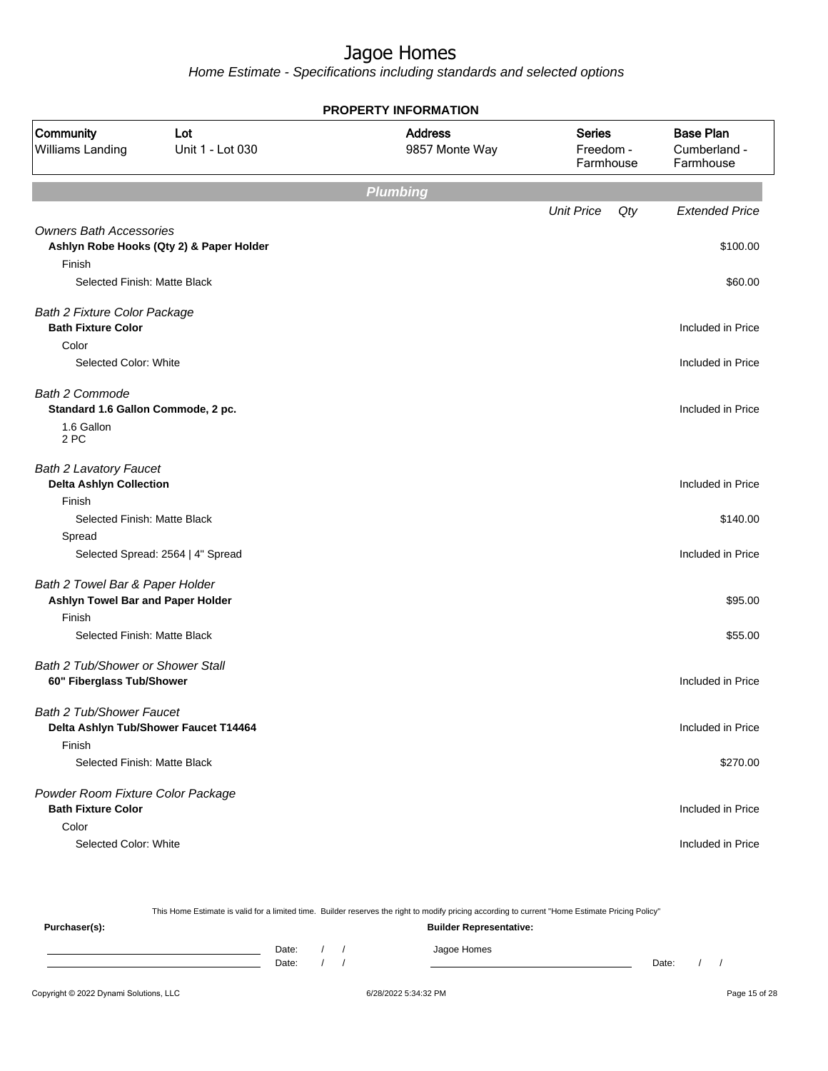# Jagoe Homes

Home Estimate - Specifications including standards and selected options

**PROPERTY INFORMATION**

| Community | Lot | Address | Series | Base Plan |
|---|---|---|---|---|
| Williams Landing | Unit 1 - Lot 030 | 9857 Monte Way | Freedom - Farmhouse | Cumberland - Farmhouse |

## Plumbing

| | Unit Price | Qty | Extended Price |
|---|---|---|---|
| *Owners Bath Accessories* | | | |
| **Ashlyn Robe Hooks (Qty 2) & Paper Holder** | | | $100.00 |
| Finish | | | |
| Selected Finish: Matte Black | | | $60.00 |
| *Bath 2 Fixture Color Package* | | | |
| **Bath Fixture Color** | | | Included in Price |
| Color | | | |
| Selected Color: White | | | Included in Price |
| *Bath 2 Commode* | | | |
| **Standard 1.6 Gallon Commode, 2 pc.** | | | Included in Price |
| 1.6 Gallon 2 PC | | | |
| *Bath 2 Lavatory Faucet* | | | |
| **Delta Ashlyn Collection** | | | Included in Price |
| Finish | | | |
| Selected Finish: Matte Black | | | $140.00 |
| Spread | | | |
| Selected Spread: 2564 \| 4" Spread | | | Included in Price |
| *Bath 2 Towel Bar & Paper Holder* | | | |
| **Ashlyn Towel Bar and Paper Holder** | | | $95.00 |
| Finish | | | |
| Selected Finish: Matte Black | | | $55.00 |
| *Bath 2 Tub/Shower or Shower Stall* | | | |
| **60" Fiberglass Tub/Shower** | | | Included in Price |
| *Bath 2 Tub/Shower Faucet* | | | |
| **Delta Ashlyn Tub/Shower Faucet T14464** | | | Included in Price |
| Finish | | | |
| Selected Finish: Matte Black | | | $270.00 |
| *Powder Room Fixture Color Package* | | | |
| **Bath Fixture Color** | | | Included in Price |
| Color | | | |
| Selected Color: White | | | Included in Price |

This Home Estimate is valid for a limited time. Builder reserves the right to modify pricing according to current "Home Estimate Pricing Policy"

**Purchaser(s):** Date: / / Date: / /

**Builder Representative:** Jagoe Homes Date: / /

Copyright © 2022 Dynami Solutions, LLC 6/28/2022 5:34:32 PM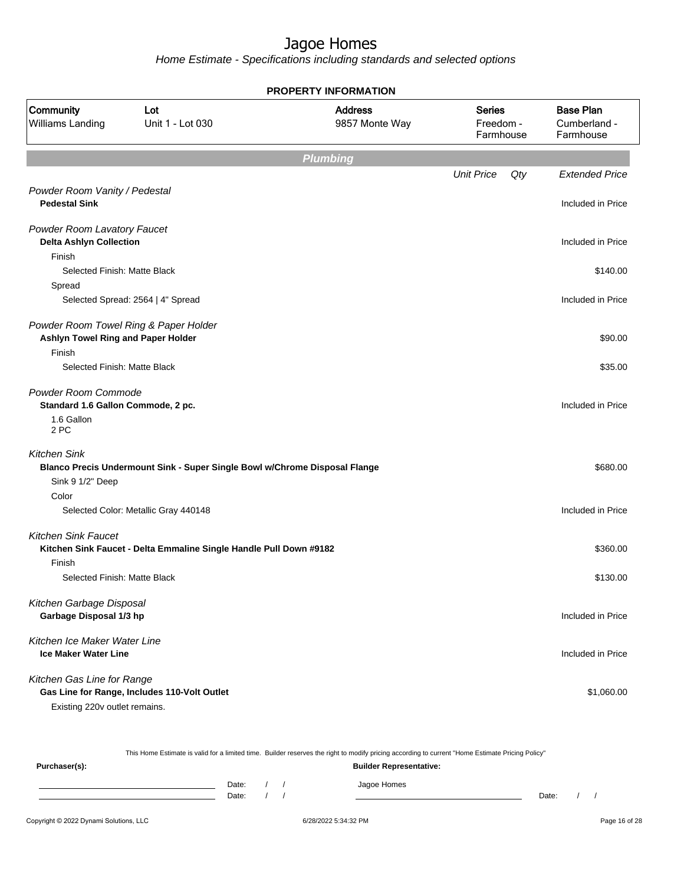# Jagoe Homes

*Home Estimate - Specifications including standards and selected options*

**PROPERTY INFORMATION**

| Community | Lot | Address | Series | Base Plan |
|---|---|---|---|---|
| Williams Landing | Unit 1 - Lot 030 | 9857 Monte Way | Freedom - Farmhouse | Cumberland - Farmhouse |

## Plumbing

| | Unit Price | Qty | Extended Price |
|---|---|---|---|
| *Powder Room Vanity / Pedestal* | | | |
| **Pedestal Sink** | | | Included in Price |
| *Powder Room Lavatory Faucet* | | | |
| **Delta Ashlyn Collection** | | | Included in Price |
| Finish | | | |
| Selected Finish: Matte Black | | | $140.00 |
| Spread | | | |
| Selected Spread: 2564 \| 4" Spread | | | Included in Price |
| *Powder Room Towel Ring & Paper Holder* | | | |
| **Ashlyn Towel Ring and Paper Holder** | | | $90.00 |
| Finish | | | |
| Selected Finish: Matte Black | | | $35.00 |
| *Powder Room Commode* | | | |
| **Standard 1.6 Gallon Commode, 2 pc.** | | | Included in Price |
| 1.6 Gallon 2 PC | | | |
| *Kitchen Sink* | | | |
| **Blanco Precis Undermount Sink - Super Single Bowl w/Chrome Disposal Flange** | | | $680.00 |
| Sink 9 1/2" Deep | | | |
| Color | | | |
| Selected Color: Metallic Gray 440148 | | | Included in Price |
| *Kitchen Sink Faucet* | | | |
| **Kitchen Sink Faucet - Delta Emmaline Single Handle Pull Down #9182** | | | $360.00 |
| Finish | | | |
| Selected Finish: Matte Black | | | $130.00 |
| *Kitchen Garbage Disposal* | | | |
| **Garbage Disposal 1/3 hp** | | | Included in Price |
| *Kitchen Ice Maker Water Line* | | | |
| **Ice Maker Water Line** | | | Included in Price |
| *Kitchen Gas Line for Range* | | | |
| **Gas Line for Range, Includes 110-Volt Outlet** | | | $1,060.00 |
| Existing 220v outlet remains. | | | |

This Home Estimate is valid for a limited time. Builder reserves the right to modify pricing according to current "Home Estimate Pricing Policy"

**Purchaser(s):** Date: / / Date: / /

**Builder Representative:** Jagoe Homes Date: / /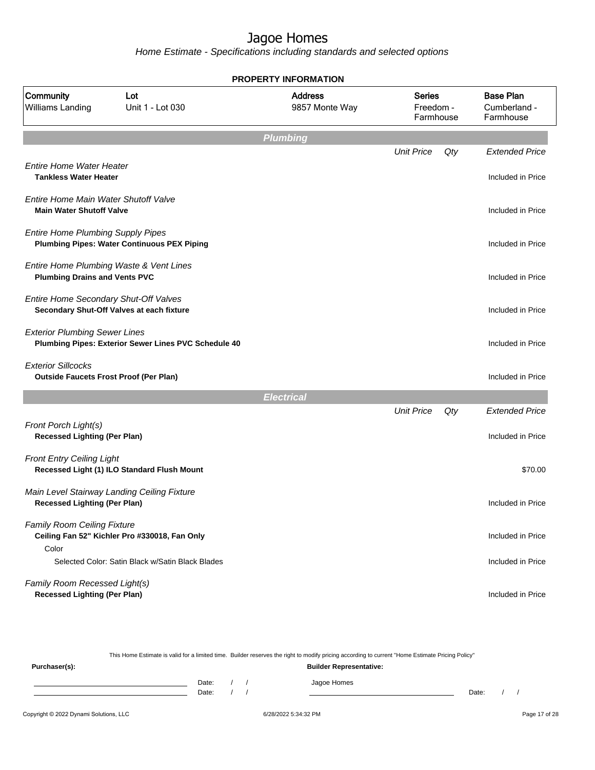# Jagoe Homes

*Home Estimate - Specifications including standards and selected options*

**PROPERTY INFORMATION**

| Community | Lot | Address | Series | Base Plan |
|---|---|---|---|---|
| Williams Landing | Unit 1 - Lot 030 | 9857 Monte Way | Freedom - Farmhouse | Cumberland - Farmhouse |

## Plumbing

| | Unit Price | Qty | Extended Price |
|---|---|---|---|
| *Entire Home Water Heater* | | | |
| **Tankless Water Heater** | | | Included in Price |
| *Entire Home Main Water Shutoff Valve* | | | |
| **Main Water Shutoff Valve** | | | Included in Price |
| *Entire Home Plumbing Supply Pipes* | | | |
| **Plumbing Pipes: Water Continuous PEX Piping** | | | Included in Price |
| *Entire Home Plumbing Waste & Vent Lines* | | | |
| **Plumbing Drains and Vents PVC** | | | Included in Price |
| *Entire Home Secondary Shut-Off Valves* | | | |
| **Secondary Shut-Off Valves at each fixture** | | | Included in Price |
| *Exterior Plumbing Sewer Lines* | | | |
| **Plumbing Pipes: Exterior Sewer Lines PVC Schedule 40** | | | Included in Price |
| *Exterior Sillcocks* | | | |
| **Outside Faucets Frost Proof (Per Plan)** | | | Included in Price |

## Electrical

| | Unit Price | Qty | Extended Price |
|---|---|---|---|
| *Front Porch Light(s)* | | | |
| **Recessed Lighting (Per Plan)** | | | Included in Price |
| *Front Entry Ceiling Light* | | | |
| **Recessed Light (1) ILO Standard Flush Mount** | | | $70.00 |
| *Main Level Stairway Landing Ceiling Fixture* | | | |
| **Recessed Lighting (Per Plan)** | | | Included in Price |
| *Family Room Ceiling Fixture* | | | |
| **Ceiling Fan 52" Kichler Pro #330018, Fan Only** | | | Included in Price |
| Color | | | |
| Selected Color: Satin Black w/Satin Black Blades | | | Included in Price |
| *Family Room Recessed Light(s)* | | | |
| **Recessed Lighting (Per Plan)** | | | Included in Price |

This Home Estimate is valid for a limited time. Builder reserves the right to modify pricing according to current "Home Estimate Pricing Policy"

**Purchaser(s):** Date: / / Date: / /

**Builder Representative:** Jagoe Homes Date: / /

Copyright © 2022 Dynami Solutions, LLC 6/28/2022 5:34:32 PM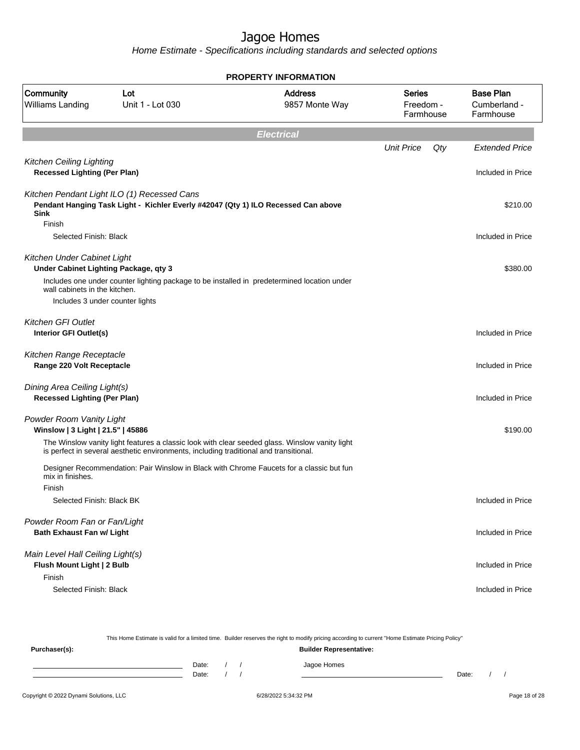# Jagoe Homes

Home Estimate - Specifications including standards and selected options

**PROPERTY INFORMATION**

| Community | Lot | Address | Series | Base Plan |
|---|---|---|---|---|
| Williams Landing | Unit 1 - Lot 030 | 9857 Monte Way | Freedom - Farmhouse | Cumberland - Farmhouse |

## Electrical

| | Unit Price | Qty | Extended Price |
|---|---|---|---|
| *Kitchen Ceiling Lighting* | | | |
| **Recessed Lighting (Per Plan)** | | | Included in Price |
| *Kitchen Pendant Light ILO (1) Recessed Cans* | | | |
| **Pendant Hanging Task Light - Kichler Everly #42047 (Qty 1) ILO Recessed Can above Sink** | | | $210.00 |
| Finish | | | |
| Selected Finish: Black | | | Included in Price |
| *Kitchen Under Cabinet Light* | | | |
| **Under Cabinet Lighting Package, qty 3** | | | $380.00 |
| Includes one under counter lighting package to be installed in predetermined location under wall cabinets in the kitchen. | | | |
| Includes 3 under counter lights | | | |
| *Kitchen GFI Outlet* | | | |
| **Interior GFI Outlet(s)** | | | Included in Price |
| *Kitchen Range Receptacle* | | | |
| **Range 220 Volt Receptacle** | | | Included in Price |
| *Dining Area Ceiling Light(s)* | | | |
| **Recessed Lighting (Per Plan)** | | | Included in Price |
| *Powder Room Vanity Light* | | | |
| **Winslow \| 3 Light \| 21.5" \| 45886** | | | $190.00 |
| The Winslow vanity light features a classic look with clear seeded glass. Winslow vanity light is perfect in several aesthetic environments, including traditional and transitional. | | | |
| Designer Recommendation: Pair Winslow in Black with Chrome Faucets for a classic but fun mix in finishes. | | | |
| Finish | | | |
| Selected Finish: Black BK | | | Included in Price |
| *Powder Room Fan or Fan/Light* | | | |
| **Bath Exhaust Fan w/ Light** | | | Included in Price |
| *Main Level Hall Ceiling Light(s)* | | | |
| **Flush Mount Light \| 2 Bulb** | | | Included in Price |
| Finish | | | |
| Selected Finish: Black | | | Included in Price |

This Home Estimate is valid for a limited time. Builder reserves the right to modify pricing according to current "Home Estimate Pricing Policy"

**Purchaser(s):**

Date: / /

Date: / /

**Builder Representative:**

Jagoe Homes

Date: / /

Copyright © 2022 Dynami Solutions, LLC 6/28/2022 5:34:32 PM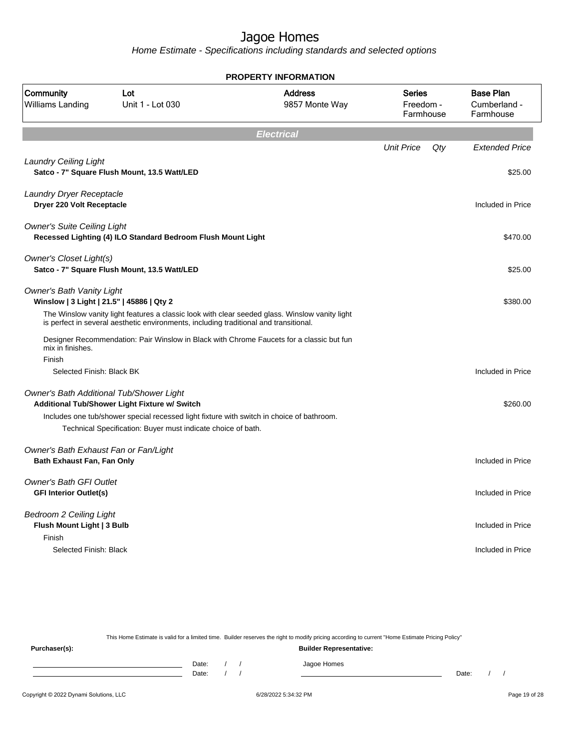# Jagoe Homes

Home Estimate - Specifications including standards and selected options

**PROPERTY INFORMATION**

| Community | Lot | Address | Series | Base Plan |
|---|---|---|---|---|
| Williams Landing | Unit 1 - Lot 030 | 9857 Monte Way | Freedom - Farmhouse | Cumberland - Farmhouse |

## Electrical

| | Unit Price | Qty | Extended Price |
|---|---|---|---|
| *Laundry Ceiling Light* | | | |
| **Satco - 7" Square Flush Mount, 13.5 Watt/LED** | | | $25.00 |
| *Laundry Dryer Receptacle* | | | |
| **Dryer 220 Volt Receptacle** | | | Included in Price |
| *Owner's Suite Ceiling Light* | | | |
| **Recessed Lighting (4) ILO Standard Bedroom Flush Mount Light** | | | $470.00 |
| *Owner's Closet Light(s)* | | | |
| **Satco - 7" Square Flush Mount, 13.5 Watt/LED** | | | $25.00 |
| *Owner's Bath Vanity Light* | | | |
| **Winslow \| 3 Light \| 21.5" \| 45886 \| Qty 2** | | | $380.00 |
| The Winslow vanity light features a classic look with clear seeded glass. Winslow vanity light is perfect in several aesthetic environments, including traditional and transitional. | | | |
| Designer Recommendation: Pair Winslow in Black with Chrome Faucets for a classic but fun mix in finishes. | | | |
| Finish | | | |
| Selected Finish: Black BK | | | Included in Price |
| *Owner's Bath Additional Tub/Shower Light* | | | |
| **Additional Tub/Shower Light Fixture w/ Switch** | | | $260.00 |
| Includes one tub/shower special recessed light fixture with switch in choice of bathroom. | | | |
| Technical Specification: Buyer must indicate choice of bath. | | | |
| *Owner's Bath Exhaust Fan or Fan/Light* | | | |
| **Bath Exhaust Fan, Fan Only** | | | Included in Price |
| *Owner's Bath GFI Outlet* | | | |
| **GFI Interior Outlet(s)** | | | Included in Price |
| *Bedroom 2 Ceiling Light* | | | |
| **Flush Mount Light \| 3 Bulb** | | | Included in Price |
| Finish | | | |
| Selected Finish: Black | | | Included in Price |

This Home Estimate is valid for a limited time. Builder reserves the right to modify pricing according to current "Home Estimate Pricing Policy"

**Purchaser(s):** Date: / / Date: / /

**Builder Representative:** Jagoe Homes Date: / /

Copyright © 2022 Dynami Solutions, LLC 6/28/2022 5:34:32 PM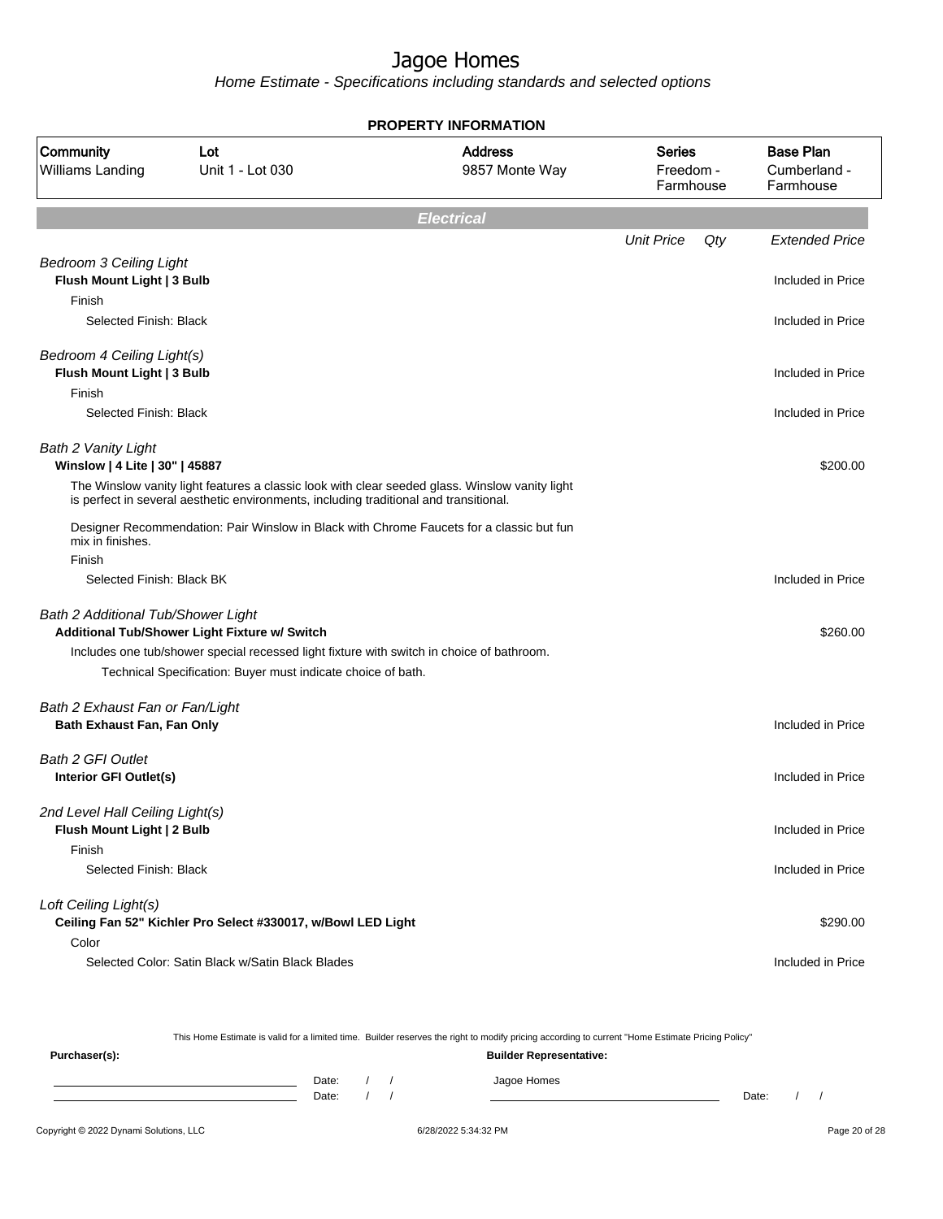# Jagoe Homes

*Home Estimate - Specifications including standards and selected options*

**PROPERTY INFORMATION**

| Community | Lot | Address | Series | Base Plan |
|---|---|---|---|---|
| Williams Landing | Unit 1 - Lot 030 | 9857 Monte Way | Freedom - Farmhouse | Cumberland - Farmhouse |

## Electrical

| | Unit Price | Qty | Extended Price |
|---|---|---|---|
| *Bedroom 3 Ceiling Light* | | | |
| **Flush Mount Light \| 3 Bulb** | | | Included in Price |
| Finish | | | |
| Selected Finish: Black | | | Included in Price |
| *Bedroom 4 Ceiling Light(s)* | | | |
| **Flush Mount Light \| 3 Bulb** | | | Included in Price |
| Finish | | | |
| Selected Finish: Black | | | Included in Price |
| *Bath 2 Vanity Light* | | | |
| **Winslow \| 4 Lite \| 30" \| 45887** | | | $200.00 |
| The Winslow vanity light features a classic look with clear seeded glass. Winslow vanity light is perfect in several aesthetic environments, including traditional and transitional. | | | |
| Designer Recommendation: Pair Winslow in Black with Chrome Faucets for a classic but fun mix in finishes. | | | |
| Finish | | | |
| Selected Finish: Black BK | | | Included in Price |
| *Bath 2 Additional Tub/Shower Light* | | | |
| **Additional Tub/Shower Light Fixture w/ Switch** | | | $260.00 |
| Includes one tub/shower special recessed light fixture with switch in choice of bathroom. | | | |
| Technical Specification: Buyer must indicate choice of bath. | | | |
| *Bath 2 Exhaust Fan or Fan/Light* | | | |
| **Bath Exhaust Fan, Fan Only** | | | Included in Price |
| *Bath 2 GFI Outlet* | | | |
| **Interior GFI Outlet(s)** | | | Included in Price |
| *2nd Level Hall Ceiling Light(s)* | | | |
| **Flush Mount Light \| 2 Bulb** | | | Included in Price |
| Finish | | | |
| Selected Finish: Black | | | Included in Price |
| *Loft Ceiling Light(s)* | | | |
| **Ceiling Fan 52" Kichler Pro Select #330017, w/Bowl LED Light** | | | $290.00 |
| Color | | | |
| Selected Color: Satin Black w/Satin Black Blades | | | Included in Price |

This Home Estimate is valid for a limited time. Builder reserves the right to modify pricing according to current "Home Estimate Pricing Policy"

**Purchaser(s):**

Date: / /

Date: / /

**Builder Representative:**

Jagoe Homes

Date: / /

Copyright © 2022 Dynami Solutions, LLC — 6/28/2022 5:34:32 PM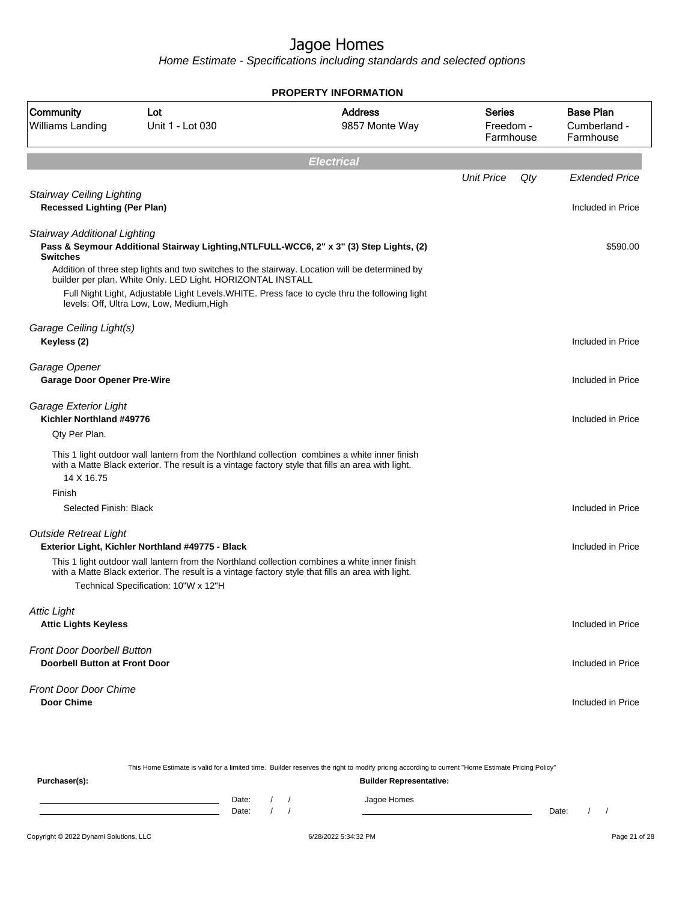# Jagoe Homes

Home Estimate - Specifications including standards and selected options

**PROPERTY INFORMATION**

| Community | Lot | Address | Series | Base Plan |
|---|---|---|---|---|
| Williams Landing | Unit 1 - Lot 030 | 9857 Monte Way | Freedom - Farmhouse | Cumberland - Farmhouse |

## Electrical

| | Unit Price | Qty | Extended Price |
|---|---|---|---|
| *Stairway Ceiling Lighting* | | | |
| **Recessed Lighting (Per Plan)** | | | Included in Price |
| *Stairway Additional Lighting* | | | |
| **Pass & Seymour Additional Stairway Lighting,NTLFULL-WCC6, 2" x 3" (3) Step Lights, (2) Switches** | | | $590.00 |
| Addition of three step lights and two switches to the stairway. Location will be determined by builder per plan. White Only. LED Light. HORIZONTAL INSTALL | | | |
| Full Night Light, Adjustable Light Levels.WHITE. Press face to cycle thru the following light levels: Off, Ultra Low, Low, Medium,High | | | |
| *Garage Ceiling Light(s)* | | | |
| **Keyless (2)** | | | Included in Price |
| *Garage Opener* | | | |
| **Garage Door Opener Pre-Wire** | | | Included in Price |
| *Garage Exterior Light* | | | |
| **Kichler Northland #49776** | | | Included in Price |
| Qty Per Plan. | | | |
| This 1 light outdoor wall lantern from the Northland collection combines a white inner finish with a Matte Black exterior. The result is a vintage factory style that fills an area with light. 14 X 16.75 | | | |
| Finish | | | |
| Selected Finish: Black | | | Included in Price |
| *Outside Retreat Light* | | | |
| **Exterior Light, Kichler Northland #49775 - Black** | | | Included in Price |
| This 1 light outdoor wall lantern from the Northland collection combines a white inner finish with a Matte Black exterior. The result is a vintage factory style that fills an area with light. Technical Specification: 10"W x 12"H | | | |
| *Attic Light* | | | |
| **Attic Lights Keyless** | | | Included in Price |
| *Front Door Doorbell Button* | | | |
| **Doorbell Button at Front Door** | | | Included in Price |
| *Front Door Door Chime* | | | |
| **Door Chime** | | | Included in Price |

This Home Estimate is valid for a limited time. Builder reserves the right to modify pricing according to current "Home Estimate Pricing Policy"

**Purchaser(s):** Date: / / Date: / /

**Builder Representative:** Jagoe Homes Date: / /

Copyright © 2022 Dynami Solutions, LLC 6/28/2022 5:34:32 PM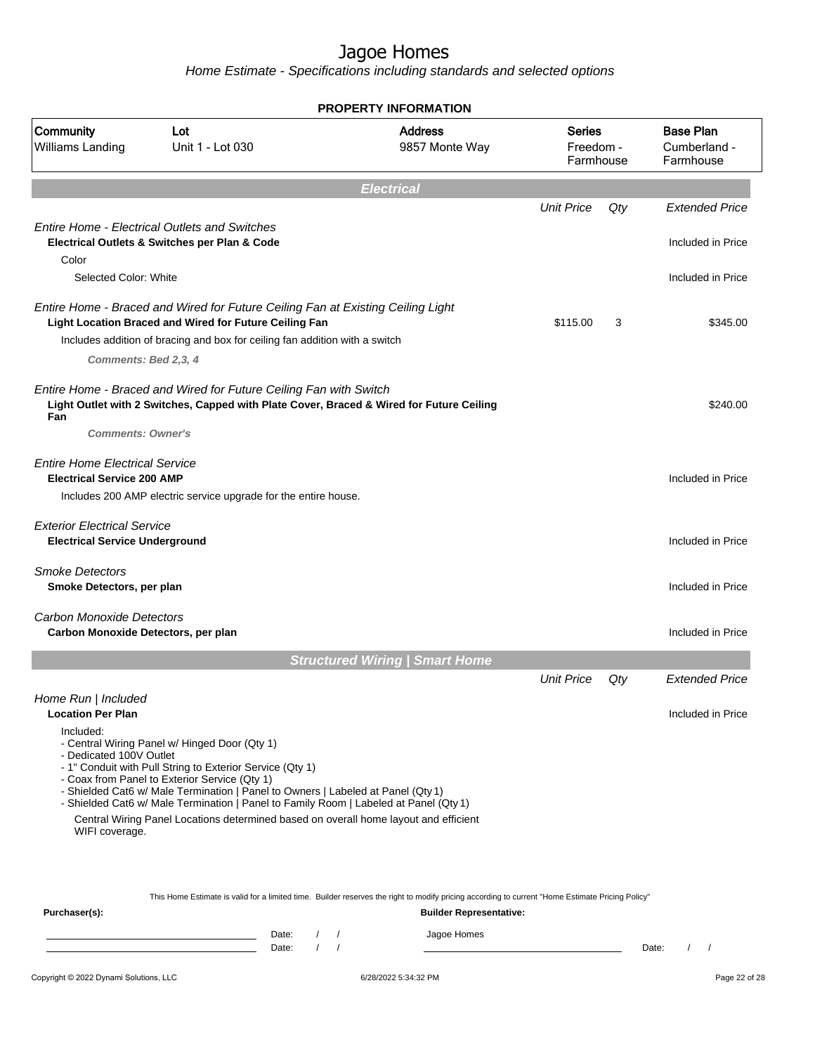# Jagoe Homes

*Home Estimate - Specifications including standards and selected options*

**PROPERTY INFORMATION**

| Community | Lot | Address | Series | Base Plan |
|---|---|---|---|---|
| Williams Landing | Unit 1 - Lot 030 | 9857 Monte Way | Freedom - Farmhouse | Cumberland - Farmhouse |

## Electrical

| | Unit Price | Qty | Extended Price |
|---|---|---|---|
| *Entire Home - Electrical Outlets and Switches* | | | |
| **Electrical Outlets & Switches per Plan & Code** | | | Included in Price |
| Color | | | |
| Selected Color: White | | | Included in Price |
| *Entire Home - Braced and Wired for Future Ceiling Fan at Existing Ceiling Light* | | | |
| **Light Location Braced and Wired for Future Ceiling Fan** | $115.00 | 3 | $345.00 |
| Includes addition of bracing and box for ceiling fan addition with a switch | | | |
| ***Comments: Bed 2,3, 4*** | | | |
| *Entire Home - Braced and Wired for Future Ceiling Fan with Switch* | | | |
| **Light Outlet with 2 Switches, Capped with Plate Cover, Braced & Wired for Future Ceiling Fan** | | | $240.00 |
| ***Comments: Owner's*** | | | |
| *Entire Home Electrical Service* | | | |
| **Electrical Service 200 AMP** | | | Included in Price |
| Includes 200 AMP electric service upgrade for the entire house. | | | |
| *Exterior Electrical Service* | | | |
| **Electrical Service Underground** | | | Included in Price |
| *Smoke Detectors* | | | |
| **Smoke Detectors, per plan** | | | Included in Price |
| *Carbon Monoxide Detectors* | | | |
| **Carbon Monoxide Detectors, per plan** | | | Included in Price |

## Structured Wiring | Smart Home

| | Unit Price | Qty | Extended Price |
|---|---|---|---|
| *Home Run \| Included* | | | |
| **Location Per Plan** | | | Included in Price |

Included:
- Central Wiring Panel w/ Hinged Door (Qty 1)
- Dedicated 100V Outlet
- 1" Conduit with Pull String to Exterior Service (Qty 1)
- Coax from Panel to Exterior Service (Qty 1)
- Shielded Cat6 w/ Male Termination | Panel to Owners | Labeled at Panel (Qty 1)
- Shielded Cat6 w/ Male Termination | Panel to Family Room | Labeled at Panel (Qty 1)

Central Wiring Panel Locations determined based on overall home layout and efficient WIFI coverage.

This Home Estimate is valid for a limited time. Builder reserves the right to modify pricing according to current "Home Estimate Pricing Policy"

**Purchaser(s):** **Builder Representative:**

Date: / / Jagoe Homes
Date: / / Date: / /

Copyright © 2022 Dynami Solutions, LLC 6/28/2022 5:34:32 PM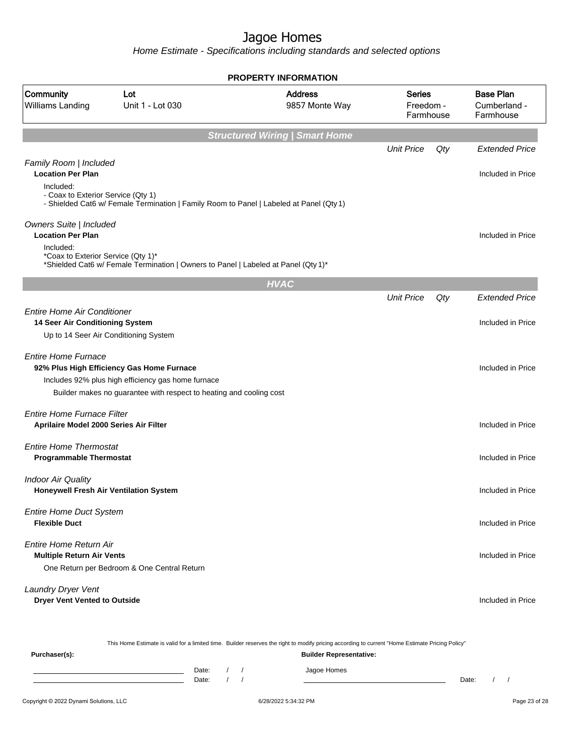# Jagoe Homes

Home Estimate - Specifications including standards and selected options

## PROPERTY INFORMATION

| Community | Lot | Address | Series | Base Plan |
|---|---|---|---|---|
| Williams Landing | Unit 1 - Lot 030 | 9857 Monte Way | Freedom - Farmhouse | Cumberland - Farmhouse |

## Structured Wiring | Smart Home

| | Unit Price | Qty | Extended Price |
|---|---|---|---|
| *Family Room \| Included* | | | |
| **Location Per Plan** | | | Included in Price |
| Included:<br>- Coax to Exterior Service (Qty 1)<br>- Shielded Cat6 w/ Female Termination \| Family Room to Panel \| Labeled at Panel (Qty 1) | | | |
| *Owners Suite \| Included* | | | |
| **Location Per Plan** | | | Included in Price |
| Included:<br>*Coax to Exterior Service (Qty 1)*<br>*Shielded Cat6 w/ Female Termination \| Owners to Panel \| Labeled at Panel (Qty 1)* | | | |

## HVAC

| | Unit Price | Qty | Extended Price |
|---|---|---|---|
| *Entire Home Air Conditioner* | | | |
| **14 Seer Air Conditioning System** | | | Included in Price |
| Up to 14 Seer Air Conditioning System | | | |
| *Entire Home Furnace* | | | |
| **92% Plus High Efficiency Gas Home Furnace** | | | Included in Price |
| Includes 92% plus high efficiency gas home furnace<br>Builder makes no guarantee with respect to heating and cooling cost | | | |
| *Entire Home Furnace Filter* | | | |
| **Aprilaire Model 2000 Series Air Filter** | | | Included in Price |
| *Entire Home Thermostat* | | | |
| **Programmable Thermostat** | | | Included in Price |
| *Indoor Air Quality* | | | |
| **Honeywell Fresh Air Ventilation System** | | | Included in Price |
| *Entire Home Duct System* | | | |
| **Flexible Duct** | | | Included in Price |
| *Entire Home Return Air* | | | |
| **Multiple Return Air Vents** | | | Included in Price |
| One Return per Bedroom & One Central Return | | | |
| *Laundry Dryer Vent* | | | |
| **Dryer Vent Vented to Outside** | | | Included in Price |

This Home Estimate is valid for a limited time. Builder reserves the right to modify pricing according to current "Home Estimate Pricing Policy"

**Purchaser(s):** **Builder Representative:**

Date: / / Jagoe Homes

Date: / / Date: / /

Copyright © 2022 Dynami Solutions, LLC 6/28/2022 5:34:32 PM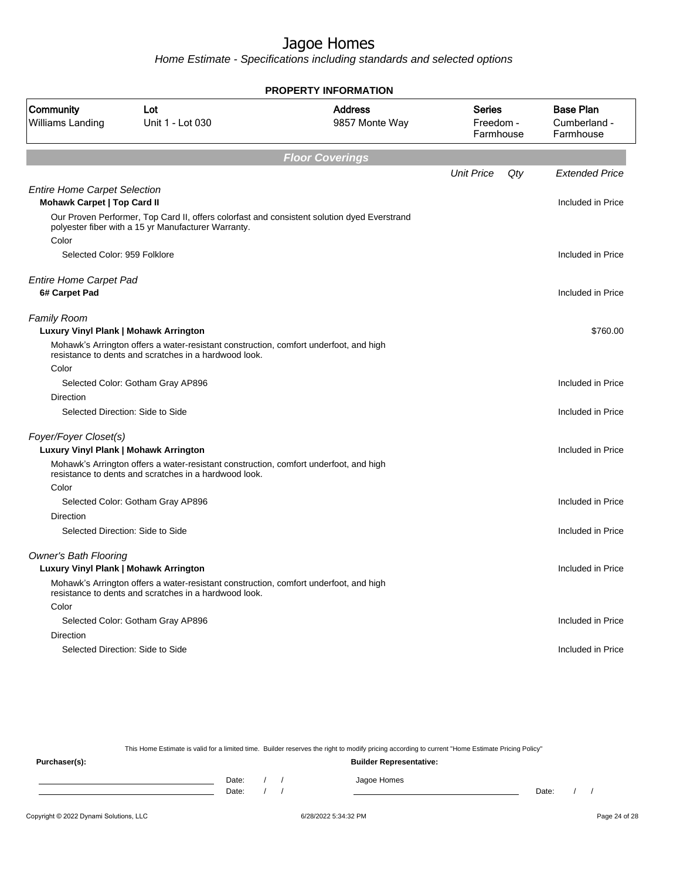# Jagoe Homes

*Home Estimate - Specifications including standards and selected options*

**PROPERTY INFORMATION**

| Community | Lot | Address | Series | Base Plan |
|---|---|---|---|---|
| Williams Landing | Unit 1 - Lot 030 | 9857 Monte Way | Freedom - Farmhouse | Cumberland - Farmhouse |

## Floor Coverings

| | Unit Price | Qty | Extended Price |
|---|---|---|---|
| *Entire Home Carpet Selection* | | | |
| **Mohawk Carpet \| Top Card II** | | | Included in Price |
| Our Proven Performer, Top Card II, offers colorfast and consistent solution dyed Everstrand polyester fiber with a 15 yr Manufacturer Warranty. | | | |
| Color | | | |
| Selected Color: 959 Folklore | | | Included in Price |
| *Entire Home Carpet Pad* | | | |
| **6# Carpet Pad** | | | Included in Price |
| *Family Room* | | | |
| **Luxury Vinyl Plank \| Mohawk Arrington** | | | $760.00 |
| Mohawk's Arrington offers a water-resistant construction, comfort underfoot, and high resistance to dents and scratches in a hardwood look. | | | |
| Color | | | |
| Selected Color: Gotham Gray AP896 | | | Included in Price |
| Direction | | | |
| Selected Direction: Side to Side | | | Included in Price |
| *Foyer/Foyer Closet(s)* | | | |
| **Luxury Vinyl Plank \| Mohawk Arrington** | | | Included in Price |
| Mohawk's Arrington offers a water-resistant construction, comfort underfoot, and high resistance to dents and scratches in a hardwood look. | | | |
| Color | | | |
| Selected Color: Gotham Gray AP896 | | | Included in Price |
| Direction | | | |
| Selected Direction: Side to Side | | | Included in Price |
| *Owner's Bath Flooring* | | | |
| **Luxury Vinyl Plank \| Mohawk Arrington** | | | Included in Price |
| Mohawk's Arrington offers a water-resistant construction, comfort underfoot, and high resistance to dents and scratches in a hardwood look. | | | |
| Color | | | |
| Selected Color: Gotham Gray AP896 | | | Included in Price |
| Direction | | | |
| Selected Direction: Side to Side | | | Included in Price |

This Home Estimate is valid for a limited time. Builder reserves the right to modify pricing according to current "Home Estimate Pricing Policy"

**Purchaser(s):**

Date: / /

Date: / /

**Builder Representative:**

Jagoe Homes

Date: / /

Copyright © 2022 Dynami Solutions, LLC 6/28/2022 5:34:32 PM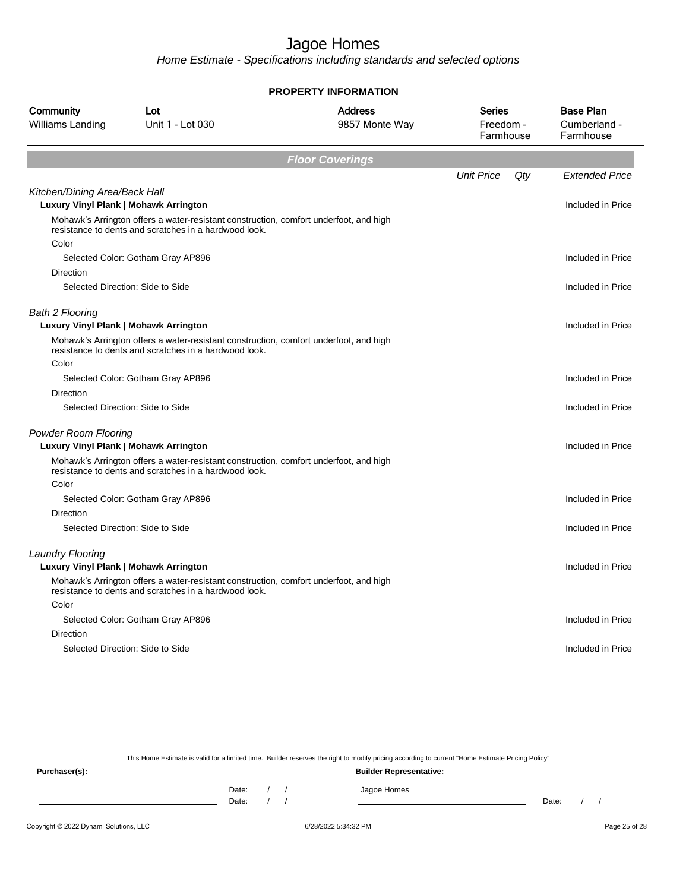# Jagoe Homes

*Home Estimate - Specifications including standards and selected options*

**PROPERTY INFORMATION**

| Community | Lot | Address | Series | Base Plan |
|---|---|---|---|---|
| Williams Landing | Unit 1 - Lot 030 | 9857 Monte Way | Freedom - Farmhouse | Cumberland - Farmhouse |

## Floor Coverings

| | Unit Price | Qty | Extended Price |
|---|---|---|---|
| *Kitchen/Dining Area/Back Hall* | | | |
| **Luxury Vinyl Plank \| Mohawk Arrington** | | | Included in Price |
| Mohawk's Arrington offers a water-resistant construction, comfort underfoot, and high resistance to dents and scratches in a hardwood look. | | | |
| Color | | | |
| Selected Color: Gotham Gray AP896 | | | Included in Price |
| Direction | | | |
| Selected Direction: Side to Side | | | Included in Price |
| *Bath 2 Flooring* | | | |
| **Luxury Vinyl Plank \| Mohawk Arrington** | | | Included in Price |
| Mohawk's Arrington offers a water-resistant construction, comfort underfoot, and high resistance to dents and scratches in a hardwood look. | | | |
| Color | | | |
| Selected Color: Gotham Gray AP896 | | | Included in Price |
| Direction | | | |
| Selected Direction: Side to Side | | | Included in Price |
| *Powder Room Flooring* | | | |
| **Luxury Vinyl Plank \| Mohawk Arrington** | | | Included in Price |
| Mohawk's Arrington offers a water-resistant construction, comfort underfoot, and high resistance to dents and scratches in a hardwood look. | | | |
| Color | | | |
| Selected Color: Gotham Gray AP896 | | | Included in Price |
| Direction | | | |
| Selected Direction: Side to Side | | | Included in Price |
| *Laundry Flooring* | | | |
| **Luxury Vinyl Plank \| Mohawk Arrington** | | | Included in Price |
| Mohawk's Arrington offers a water-resistant construction, comfort underfoot, and high resistance to dents and scratches in a hardwood look. | | | |
| Color | | | |
| Selected Color: Gotham Gray AP896 | | | Included in Price |
| Direction | | | |
| Selected Direction: Side to Side | | | Included in Price |

This Home Estimate is valid for a limited time. Builder reserves the right to modify pricing according to current "Home Estimate Pricing Policy"

**Purchaser(s):**

______________________ Date: / /

______________________ Date: / /

**Builder Representative:**

Jagoe Homes

______________________ Date: / /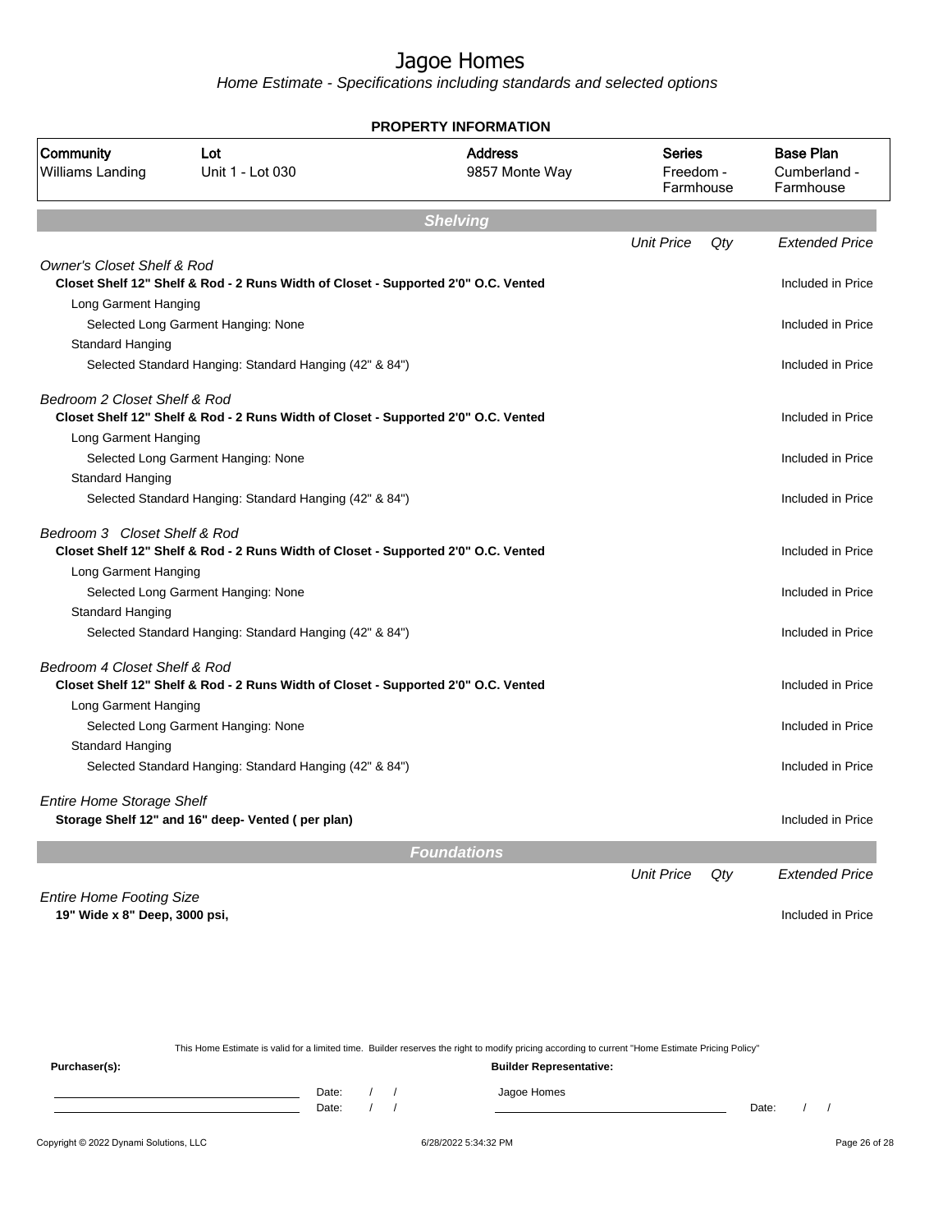# Jagoe Homes

*Home Estimate - Specifications including standards and selected options*

## PROPERTY INFORMATION

| Community | Lot | Address | Series | Base Plan |
|---|---|---|---|---|
| Williams Landing | Unit 1 - Lot 030 | 9857 Monte Way | Freedom - Farmhouse | Cumberland - Farmhouse |

## Shelving

| | Unit Price | Qty | Extended Price |
|---|---|---|---|
| *Owner's Closet Shelf & Rod* | | | |
| **Closet Shelf 12" Shelf & Rod - 2 Runs Width of Closet - Supported 2'0" O.C. Vented** | | | Included in Price |
| Long Garment Hanging | | | |
| Selected Long Garment Hanging: None | | | Included in Price |
| Standard Hanging | | | |
| Selected Standard Hanging: Standard Hanging (42" & 84") | | | Included in Price |
| *Bedroom 2 Closet Shelf & Rod* | | | |
| **Closet Shelf 12" Shelf & Rod - 2 Runs Width of Closet - Supported 2'0" O.C. Vented** | | | Included in Price |
| Long Garment Hanging | | | |
| Selected Long Garment Hanging: None | | | Included in Price |
| Standard Hanging | | | |
| Selected Standard Hanging: Standard Hanging (42" & 84") | | | Included in Price |
| *Bedroom 3 Closet Shelf & Rod* | | | |
| **Closet Shelf 12" Shelf & Rod - 2 Runs Width of Closet - Supported 2'0" O.C. Vented** | | | Included in Price |
| Long Garment Hanging | | | |
| Selected Long Garment Hanging: None | | | Included in Price |
| Standard Hanging | | | |
| Selected Standard Hanging: Standard Hanging (42" & 84") | | | Included in Price |
| *Bedroom 4 Closet Shelf & Rod* | | | |
| **Closet Shelf 12" Shelf & Rod - 2 Runs Width of Closet - Supported 2'0" O.C. Vented** | | | Included in Price |
| Long Garment Hanging | | | |
| Selected Long Garment Hanging: None | | | Included in Price |
| Standard Hanging | | | |
| Selected Standard Hanging: Standard Hanging (42" & 84") | | | Included in Price |
| *Entire Home Storage Shelf* | | | |
| **Storage Shelf 12" and 16" deep- Vented ( per plan)** | | | Included in Price |

## Foundations

| | Unit Price | Qty | Extended Price |
|---|---|---|---|
| *Entire Home Footing Size* | | | |
| **19" Wide x 8" Deep, 3000 psi,** | | | Included in Price |

This Home Estimate is valid for a limited time. Builder reserves the right to modify pricing according to current "Home Estimate Pricing Policy"

**Purchaser(s):** ______________________ Date: / / 
______________________ Date: / /

**Builder Representative:**
Jagoe Homes
______________________ Date: / /

Copyright © 2022 Dynami Solutions, LLC — 6/28/2022 5:34:32 PM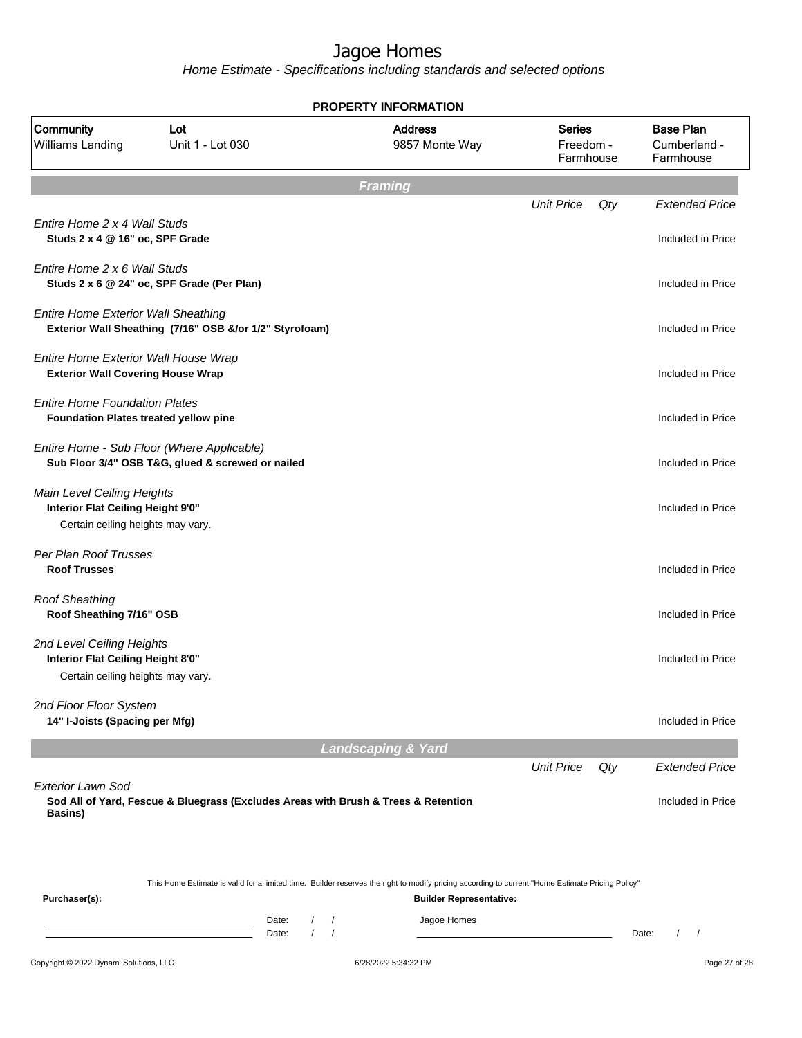# Jagoe Homes

Home Estimate - Specifications including standards and selected options

## PROPERTY INFORMATION

| Community | Lot | Address | Series | Base Plan |
|---|---|---|---|---|
| Williams Landing | Unit 1 - Lot 030 | 9857 Monte Way | Freedom - Farmhouse | Cumberland - Farmhouse |

## Framing

| | Unit Price | Qty | Extended Price |
|---|---|---|---|
| *Entire Home 2 x 4 Wall Studs*<br>**Studs 2 x 4 @ 16" oc, SPF Grade** | | | Included in Price |
| *Entire Home 2 x 6 Wall Studs*<br>**Studs 2 x 6 @ 24" oc, SPF Grade (Per Plan)** | | | Included in Price |
| *Entire Home Exterior Wall Sheathing*<br>**Exterior Wall Sheathing (7/16" OSB &/or 1/2" Styrofoam)** | | | Included in Price |
| *Entire Home Exterior Wall House Wrap*<br>**Exterior Wall Covering House Wrap** | | | Included in Price |
| *Entire Home Foundation Plates*<br>**Foundation Plates treated yellow pine** | | | Included in Price |
| *Entire Home - Sub Floor (Where Applicable)*<br>**Sub Floor 3/4" OSB T&G, glued & screwed or nailed** | | | Included in Price |
| *Main Level Ceiling Heights*<br>**Interior Flat Ceiling Height 9'0"**<br>Certain ceiling heights may vary. | | | Included in Price |
| *Per Plan Roof Trusses*<br>**Roof Trusses** | | | Included in Price |
| *Roof Sheathing*<br>**Roof Sheathing 7/16" OSB** | | | Included in Price |
| *2nd Level Ceiling Heights*<br>**Interior Flat Ceiling Height 8'0"**<br>Certain ceiling heights may vary. | | | Included in Price |
| *2nd Floor Floor System*<br>**14" I-Joists (Spacing per Mfg)** | | | Included in Price |

## Landscaping & Yard

| | Unit Price | Qty | Extended Price |
|---|---|---|---|
| *Exterior Lawn Sod*<br>**Sod All of Yard, Fescue & Bluegrass (Excludes Areas with Brush & Trees & Retention Basins)** | | | Included in Price |

This Home Estimate is valid for a limited time. Builder reserves the right to modify pricing according to current "Home Estimate Pricing Policy"

**Purchaser(s):**

Date: / /

Date: / /

**Builder Representative:**

Jagoe Homes

Date: / /

Copyright © 2022 Dynami Solutions, LLC 6/28/2022 5:34:32 PM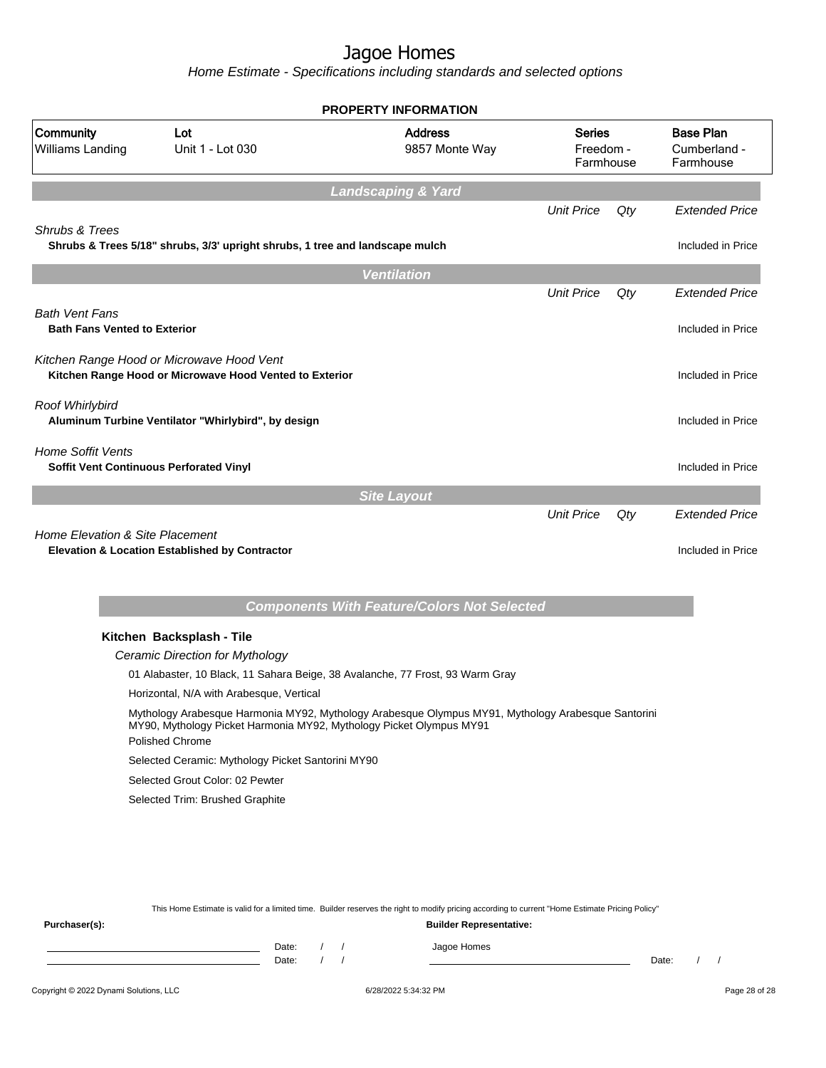# Jagoe Homes

*Home Estimate - Specifications including standards and selected options*

**PROPERTY INFORMATION**

| Community | Lot | Address | Series | Base Plan |
|---|---|---|---|---|
| Williams Landing | Unit 1 - Lot 030 | 9857 Monte Way | Freedom - Farmhouse | Cumberland - Farmhouse |

## Landscaping & Yard

| | Unit Price | Qty | Extended Price |
|---|---|---|---|
| *Shrubs & Trees* | | | |
| **Shrubs & Trees 5/18" shrubs, 3/3' upright shrubs, 1 tree and landscape mulch** | | | Included in Price |

## Ventilation

| | Unit Price | Qty | Extended Price |
|---|---|---|---|
| *Bath Vent Fans* | | | |
| **Bath Fans Vented to Exterior** | | | Included in Price |
| *Kitchen Range Hood or Microwave Hood Vent* | | | |
| **Kitchen Range Hood or Microwave Hood Vented to Exterior** | | | Included in Price |
| *Roof Whirlybird* | | | |
| **Aluminum Turbine Ventilator "Whirlybird", by design** | | | Included in Price |
| *Home Soffit Vents* | | | |
| **Soffit Vent Continuous Perforated Vinyl** | | | Included in Price |

## Site Layout

| | Unit Price | Qty | Extended Price |
|---|---|---|---|
| *Home Elevation & Site Placement* | | | |
| **Elevation & Location Established by Contractor** | | | Included in Price |

## Components With Feature/Colors Not Selected

**Kitchen Backsplash - Tile**

*Ceramic Direction for Mythology*

01 Alabaster, 10 Black, 11 Sahara Beige, 38 Avalanche, 77 Frost, 93 Warm Gray

Horizontal, N/A with Arabesque, Vertical

Mythology Arabesque Harmonia MY92, Mythology Arabesque Olympus MY91, Mythology Arabesque Santorini MY90, Mythology Picket Harmonia MY92, Mythology Picket Olympus MY91

Polished Chrome

Selected Ceramic: Mythology Picket Santorini MY90

Selected Grout Color: 02 Pewter

Selected Trim: Brushed Graphite

This Home Estimate is valid for a limited time. Builder reserves the right to modify pricing according to current "Home Estimate Pricing Policy"

**Purchaser(s):** ______________________ Date: / / ______________________ Date: / /

**Builder Representative:** Jagoe Homes ______________________ Date: / /

Copyright © 2022 Dynami Solutions, LLC 6/28/2022 5:34:32 PM